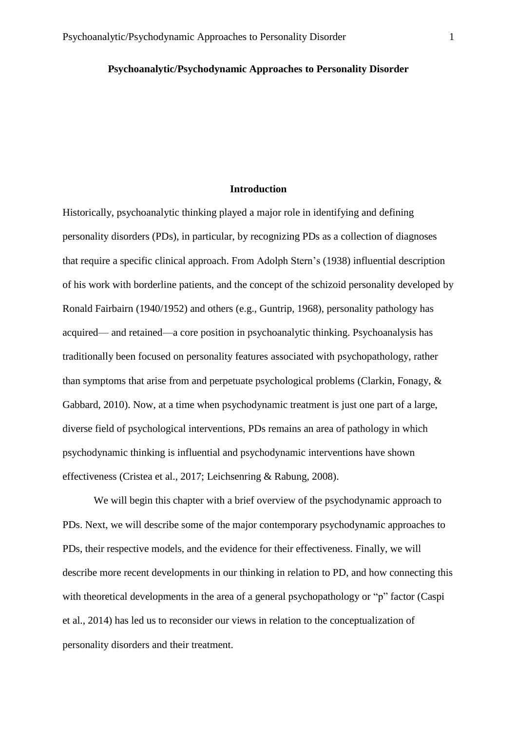# Psychoanalytic/Psychodynamic Approaches to Personality Disorder

## Introduction

Historically, psychoanalytic thinking played a major role in identifying and defining personality disorders (PDs), in particular, by recognizing PDs as a collection of diagnoses that require a specific clinical approach. From Adolph Stern's (1938) influential description of his work with borderline patients, and the concept of the schizoid personality developed by Ronald Fairbairn (1940/1952) and others (e.g., Guntrip, 1968), personality pathology has acquired— and retained—a core position in psychoanalytic thinking. Psychoanalysis has traditionally been focused on personality features associated with psychopathology, rather than symptoms that arise from and perpetuate psychological problems (Clarkin, Fonagy, & Gabbard, 2010). Now, at a time when psychodynamic treatment is just one part of a large, diverse field of psychological interventions, PDs remains an area of pathology in which psychodynamic thinking is influential and psychodynamic interventions have shown effectiveness (Cristea et al., 2017; Leichsenring & Rabung, 2008).

We will begin this chapter with a brief overview of the psychodynamic approach to PDs. Next, we will describe some of the major contemporary psychodynamic approaches to PDs, their respective models, and the evidence for their effectiveness. Finally, we will describe more recent developments in our thinking in relation to PD, and how connecting this with theoretical developments in the area of a general psychopathology or "p" factor (Caspi et al., 2014) has led us to reconsider our views in relation to the conceptualization of personality disorders and their treatment.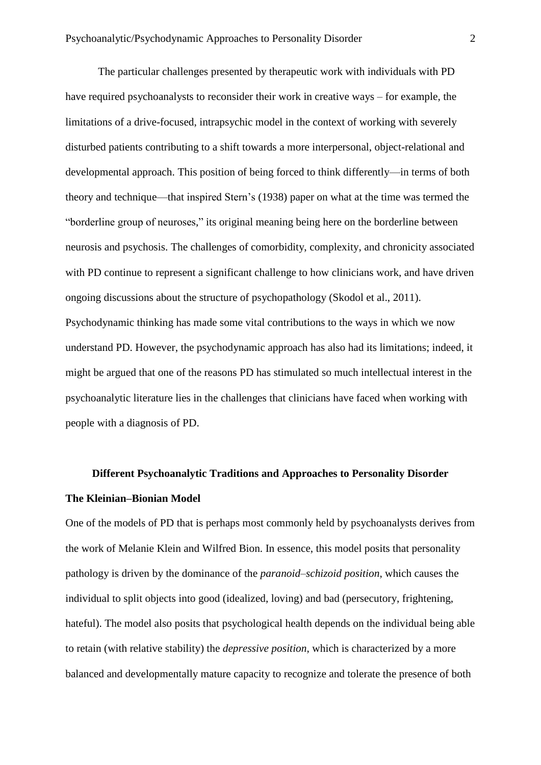The particular challenges presented by therapeutic work with individuals with PD have required psychoanalysts to reconsider their work in creative ways – for example, the limitations of a drive-focused, intrapsychic model in the context of working with severely disturbed patients contributing to a shift towards a more interpersonal, object-relational and developmental approach. This position of being forced to think differently—in terms of both theory and technique—that inspired Stern's (1938) paper on what at the time was termed the "borderline group of neuroses," its original meaning being here on the borderline between neurosis and psychosis. The challenges of comorbidity, complexity, and chronicity associated with PD continue to represent a significant challenge to how clinicians work, and have driven ongoing discussions about the structure of psychopathology (Skodol et al., 2011). Psychodynamic thinking has made some vital contributions to the ways in which we now understand PD. However, the psychodynamic approach has also had its limitations; indeed, it might be argued that one of the reasons PD has stimulated so much intellectual interest in the psychoanalytic literature lies in the challenges that clinicians have faced when working with people with a diagnosis of PD.

## Different Psychoanalytic Traditions and Approaches to Personality Disorder

### The Kleinian–Bionian Model

One of the models of PD that is perhaps most commonly held by psychoanalysts derives from the work of Melanie Klein and Wilfred Bion. In essence, this model posits that personality pathology is driven by the dominance of the *paranoid–schizoid position*, which causes the individual to split objects into good (idealized, loving) and bad (persecutory, frightening, hateful). The model also posits that psychological health depends on the individual being able to retain (with relative stability) the *depressive position*, which is characterized by a more balanced and developmentally mature capacity to recognize and tolerate the presence of both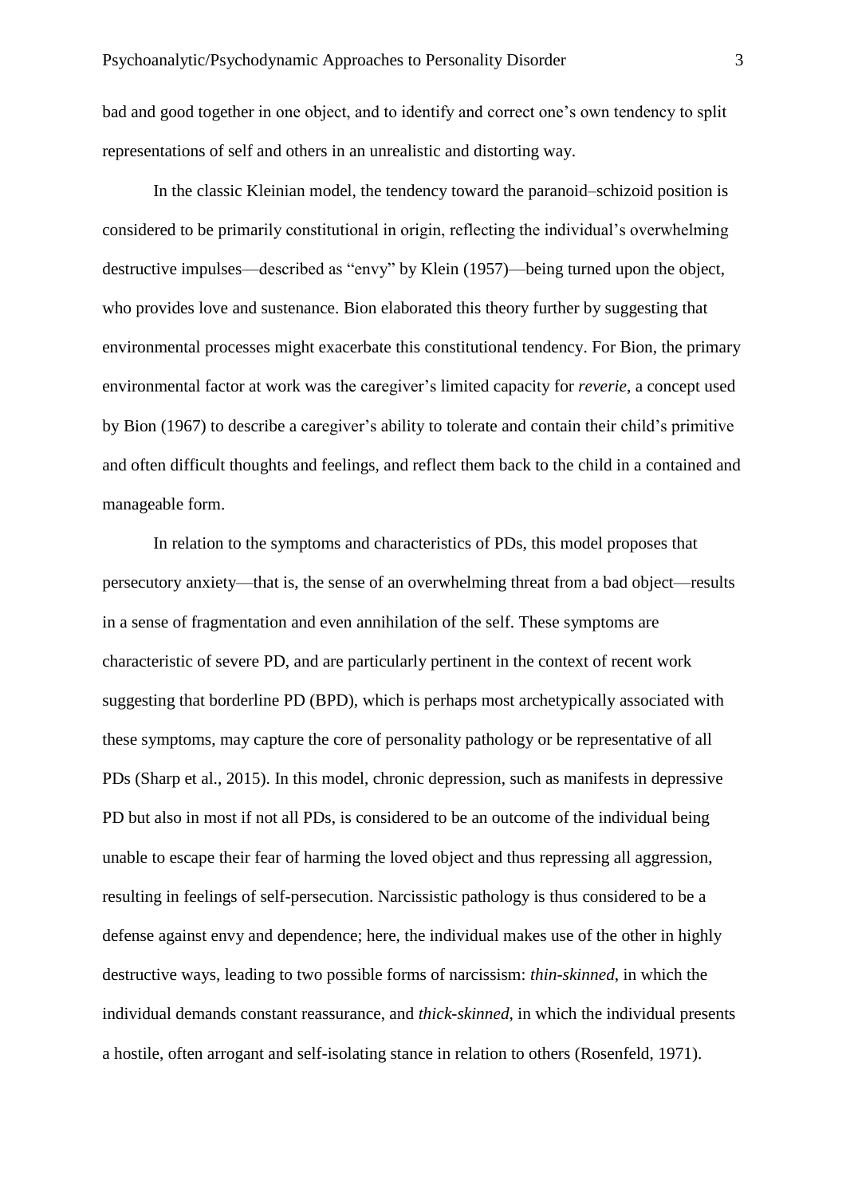bad and good together in one object, and to identify and correct one's own tendency to split representations of self and others in an unrealistic and distorting way.

In the classic Kleinian model, the tendency toward the paranoid–schizoid position is considered to be primarily constitutional in origin, reflecting the individual's overwhelming destructive impulses—described as "envy" by Klein (1957)—being turned upon the object, who provides love and sustenance. Bion elaborated this theory further by suggesting that environmental processes might exacerbate this constitutional tendency. For Bion, the primary environmental factor at work was the caregiver's limited capacity for *reverie*, a concept used by Bion (1967) to describe a caregiver's ability to tolerate and contain their child's primitive and often difficult thoughts and feelings, and reflect them back to the child in a contained and manageable form.

In relation to the symptoms and characteristics of PDs, this model proposes that persecutory anxiety—that is, the sense of an overwhelming threat from a bad object—results in a sense of fragmentation and even annihilation of the self. These symptoms are characteristic of severe PD, and are particularly pertinent in the context of recent work suggesting that borderline PD (BPD), which is perhaps most archetypically associated with these symptoms, may capture the core of personality pathology or be representative of all PDs (Sharp et al., 2015). In this model, chronic depression, such as manifests in depressive PD but also in most if not all PDs, is considered to be an outcome of the individual being unable to escape their fear of harming the loved object and thus repressing all aggression, resulting in feelings of self-persecution. Narcissistic pathology is thus considered to be a defense against envy and dependence; here, the individual makes use of the other in highly destructive ways, leading to two possible forms of narcissism: *thin-skinned*, in which the individual demands constant reassurance, and *thick-skinned*, in which the individual presents a hostile, often arrogant and self-isolating stance in relation to others (Rosenfeld, 1971).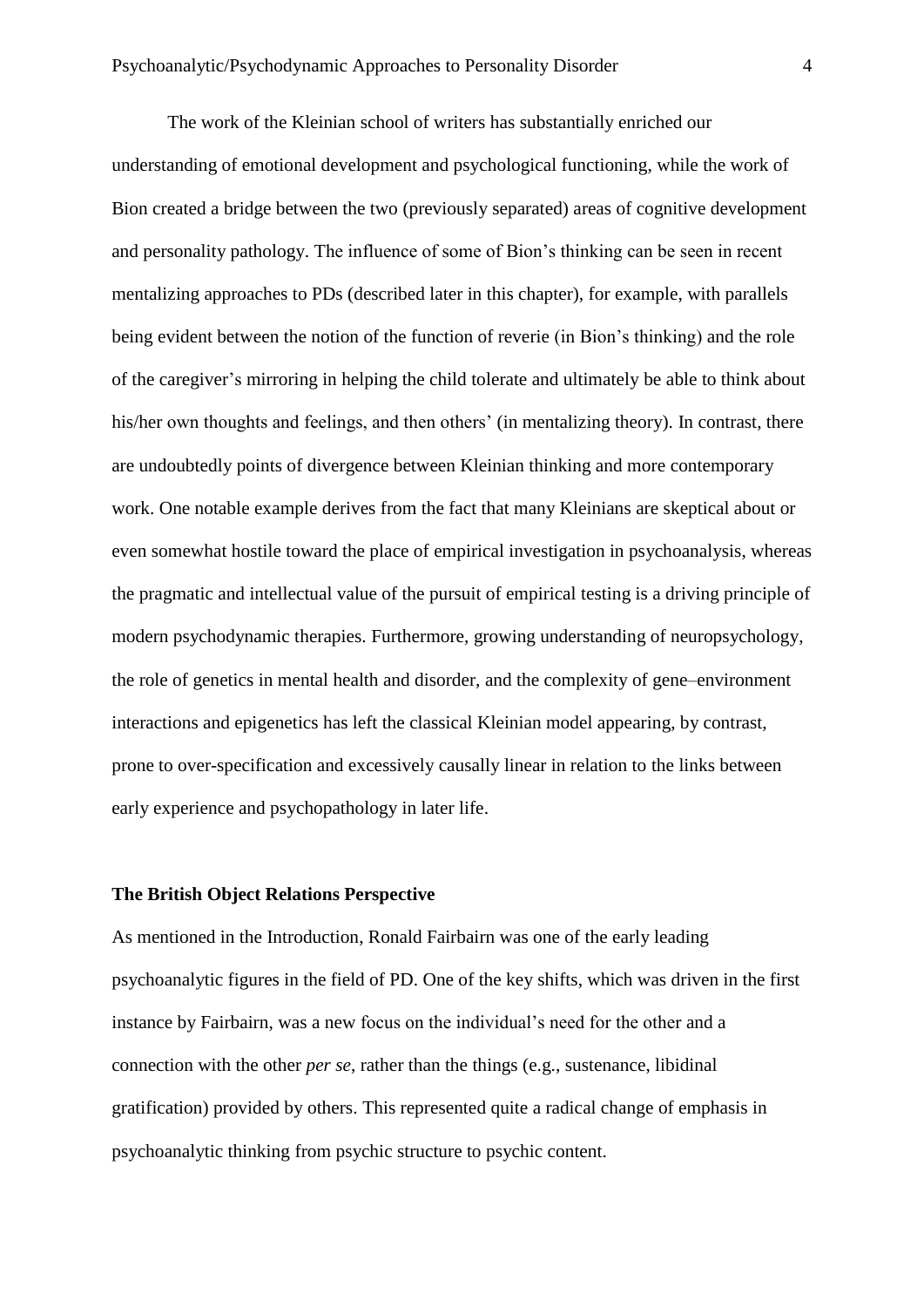The work of the Kleinian school of writers has substantially enriched our understanding of emotional development and psychological functioning, while the work of Bion created a bridge between the two (previously separated) areas of cognitive development and personality pathology. The influence of some of Bion's thinking can be seen in recent mentalizing approaches to PDs (described later in this chapter), for example, with parallels being evident between the notion of the function of reverie (in Bion's thinking) and the role of the caregiver's mirroring in helping the child tolerate and ultimately be able to think about his/her own thoughts and feelings, and then others' (in mentalizing theory). In contrast, there are undoubtedly points of divergence between Kleinian thinking and more contemporary work. One notable example derives from the fact that many Kleinians are skeptical about or even somewhat hostile toward the place of empirical investigation in psychoanalysis, whereas the pragmatic and intellectual value of the pursuit of empirical testing is a driving principle of modern psychodynamic therapies. Furthermore, growing understanding of neuropsychology, the role of genetics in mental health and disorder, and the complexity of gene–environment interactions and epigenetics has left the classical Kleinian model appearing, by contrast, prone to over-specification and excessively causally linear in relation to the links between early experience and psychopathology in later life.

### The British Object Relations Perspective

As mentioned in the Introduction, Ronald Fairbairn was one of the early leading psychoanalytic figures in the field of PD. One of the key shifts, which was driven in the first instance by Fairbairn, was a new focus on the individual's need for the other and a connection with the other *per se*, rather than the things (e.g., sustenance, libidinal gratification) provided by others. This represented quite a radical change of emphasis in psychoanalytic thinking from psychic structure to psychic content.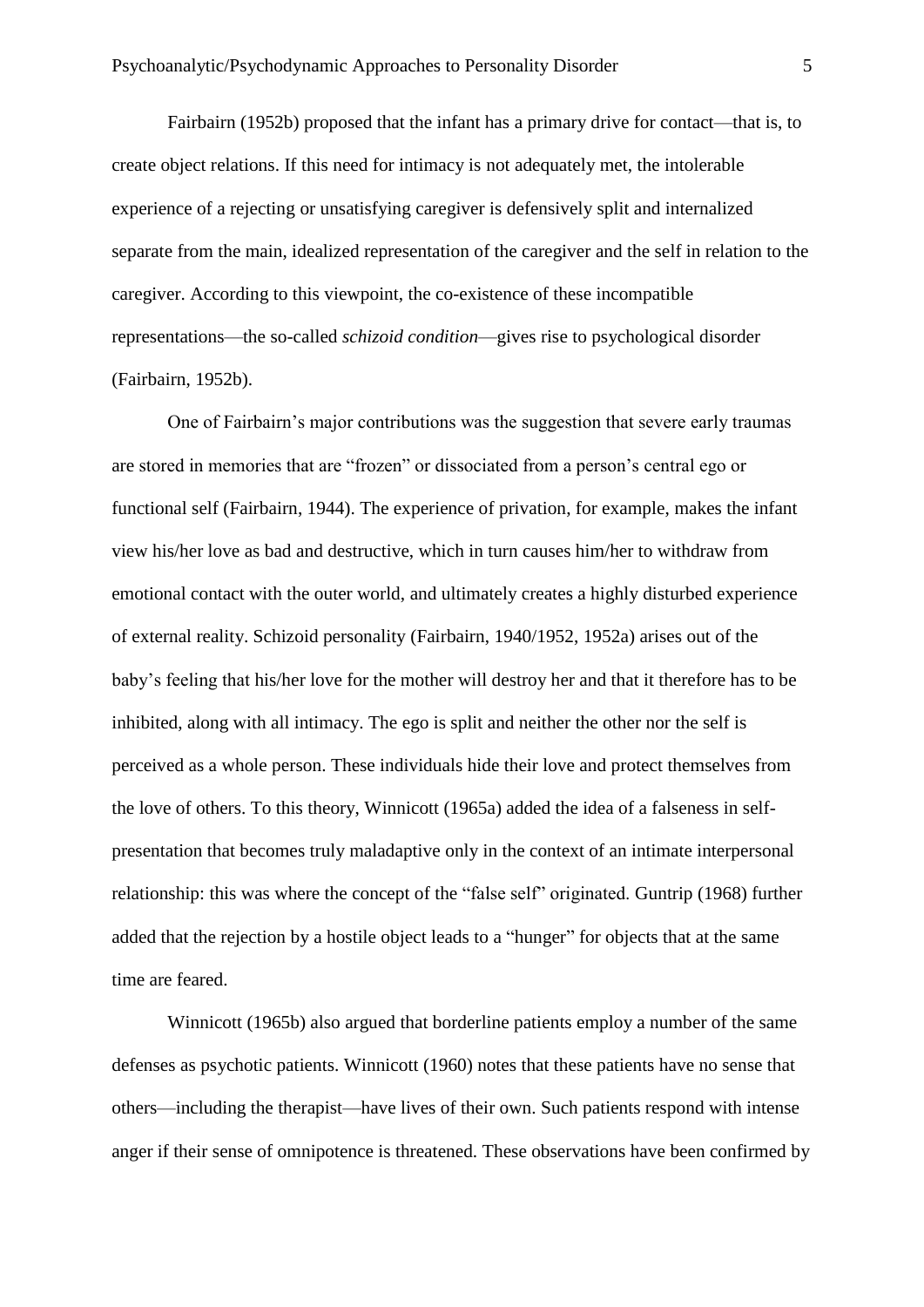Fairbairn (1952b) proposed that the infant has a primary drive for contact—that is, to create object relations. If this need for intimacy is not adequately met, the intolerable experience of a rejecting or unsatisfying caregiver is defensively split and internalized separate from the main, idealized representation of the caregiver and the self in relation to the caregiver. According to this viewpoint, the co-existence of these incompatible representations—the so-called *schizoid condition*—gives rise to psychological disorder (Fairbairn, 1952b).

One of Fairbairn's major contributions was the suggestion that severe early traumas are stored in memories that are "frozen" or dissociated from a person's central ego or functional self (Fairbairn, 1944). The experience of privation, for example, makes the infant view his/her love as bad and destructive, which in turn causes him/her to withdraw from emotional contact with the outer world, and ultimately creates a highly disturbed experience of external reality. Schizoid personality (Fairbairn, 1940/1952, 1952a) arises out of the baby's feeling that his/her love for the mother will destroy her and that it therefore has to be inhibited, along with all intimacy. The ego is split and neither the other nor the self is perceived as a whole person. These individuals hide their love and protect themselves from the love of others. To this theory, Winnicott (1965a) added the idea of a falseness in self-presentation that becomes truly maladaptive only in the context of an intimate interpersonal relationship: this was where the concept of the "false self" originated. Guntrip (1968) further added that the rejection by a hostile object leads to a "hunger" for objects that at the same time are feared.

Winnicott (1965b) also argued that borderline patients employ a number of the same defenses as psychotic patients. Winnicott (1960) notes that these patients have no sense that others—including the therapist—have lives of their own. Such patients respond with intense anger if their sense of omnipotence is threatened. These observations have been confirmed by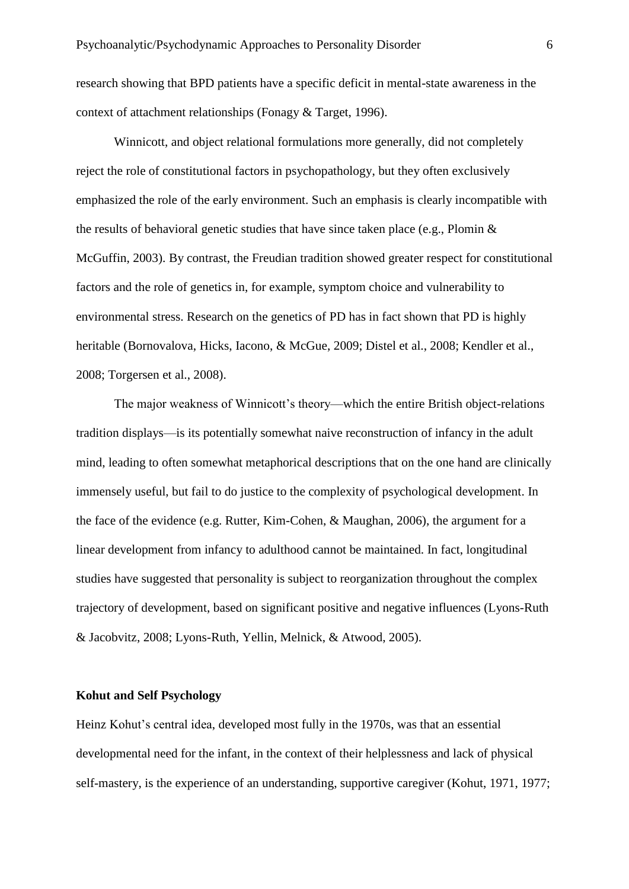research showing that BPD patients have a specific deficit in mental-state awareness in the context of attachment relationships (Fonagy & Target, 1996).

Winnicott, and object relational formulations more generally, did not completely reject the role of constitutional factors in psychopathology, but they often exclusively emphasized the role of the early environment. Such an emphasis is clearly incompatible with the results of behavioral genetic studies that have since taken place (e.g., Plomin & McGuffin, 2003). By contrast, the Freudian tradition showed greater respect for constitutional factors and the role of genetics in, for example, symptom choice and vulnerability to environmental stress. Research on the genetics of PD has in fact shown that PD is highly heritable (Bornovalova, Hicks, Iacono, & McGue, 2009; Distel et al., 2008; Kendler et al., 2008; Torgersen et al., 2008).

The major weakness of Winnicott's theory—which the entire British object-relations tradition displays—is its potentially somewhat naive reconstruction of infancy in the adult mind, leading to often somewhat metaphorical descriptions that on the one hand are clinically immensely useful, but fail to do justice to the complexity of psychological development. In the face of the evidence (e.g. Rutter, Kim-Cohen, & Maughan, 2006), the argument for a linear development from infancy to adulthood cannot be maintained. In fact, longitudinal studies have suggested that personality is subject to reorganization throughout the complex trajectory of development, based on significant positive and negative influences (Lyons-Ruth & Jacobvitz, 2008; Lyons-Ruth, Yellin, Melnick, & Atwood, 2005).

## Kohut and Self Psychology

Heinz Kohut's central idea, developed most fully in the 1970s, was that an essential developmental need for the infant, in the context of their helplessness and lack of physical self-mastery, is the experience of an understanding, supportive caregiver (Kohut, 1971, 1977;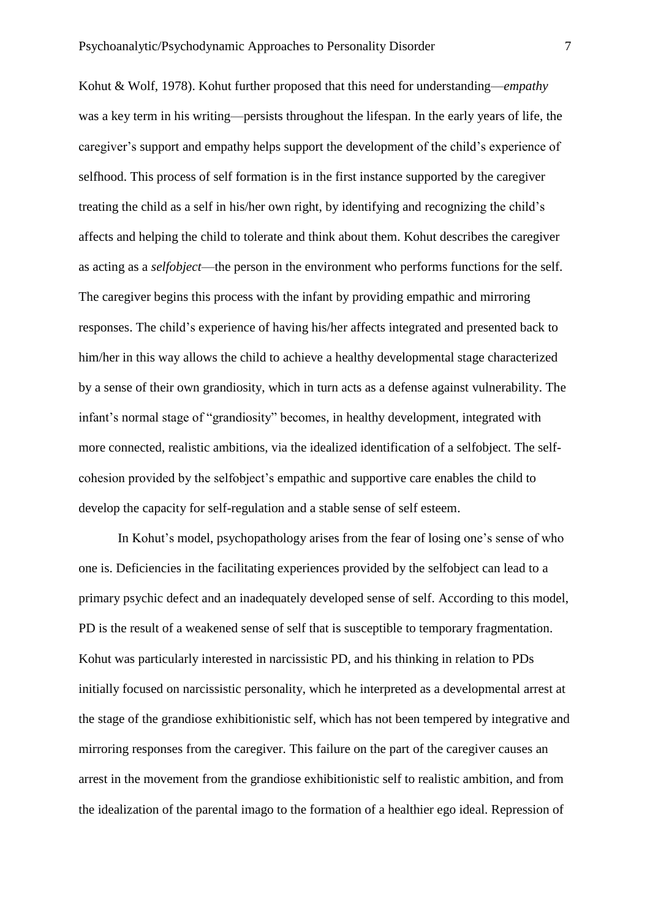Kohut & Wolf, 1978). Kohut further proposed that this need for understanding—*empathy* was a key term in his writing—persists throughout the lifespan. In the early years of life, the caregiver's support and empathy helps support the development of the child's experience of selfhood. This process of self formation is in the first instance supported by the caregiver treating the child as a self in his/her own right, by identifying and recognizing the child's affects and helping the child to tolerate and think about them. Kohut describes the caregiver as acting as a *selfobject*—the person in the environment who performs functions for the self. The caregiver begins this process with the infant by providing empathic and mirroring responses. The child's experience of having his/her affects integrated and presented back to him/her in this way allows the child to achieve a healthy developmental stage characterized by a sense of their own grandiosity, which in turn acts as a defense against vulnerability. The infant's normal stage of "grandiosity" becomes, in healthy development, integrated with more connected, realistic ambitions, via the idealized identification of a selfobject. The self-cohesion provided by the selfobject's empathic and supportive care enables the child to develop the capacity for self-regulation and a stable sense of self esteem.

In Kohut's model, psychopathology arises from the fear of losing one's sense of who one is. Deficiencies in the facilitating experiences provided by the selfobject can lead to a primary psychic defect and an inadequately developed sense of self. According to this model, PD is the result of a weakened sense of self that is susceptible to temporary fragmentation. Kohut was particularly interested in narcissistic PD, and his thinking in relation to PDs initially focused on narcissistic personality, which he interpreted as a developmental arrest at the stage of the grandiose exhibitionistic self, which has not been tempered by integrative and mirroring responses from the caregiver. This failure on the part of the caregiver causes an arrest in the movement from the grandiose exhibitionistic self to realistic ambition, and from the idealization of the parental imago to the formation of a healthier ego ideal. Repression of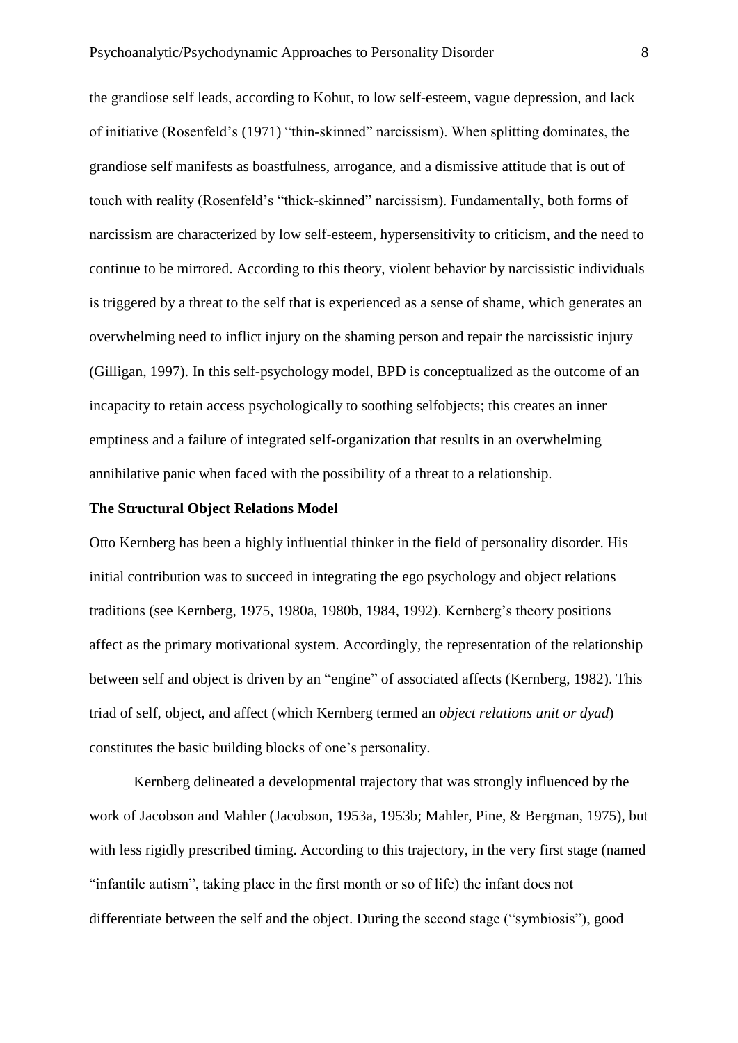the grandiose self leads, according to Kohut, to low self-esteem, vague depression, and lack of initiative (Rosenfeld's (1971) "thin-skinned" narcissism). When splitting dominates, the grandiose self manifests as boastfulness, arrogance, and a dismissive attitude that is out of touch with reality (Rosenfeld's "thick-skinned" narcissism). Fundamentally, both forms of narcissism are characterized by low self-esteem, hypersensitivity to criticism, and the need to continue to be mirrored. According to this theory, violent behavior by narcissistic individuals is triggered by a threat to the self that is experienced as a sense of shame, which generates an overwhelming need to inflict injury on the shaming person and repair the narcissistic injury (Gilligan, 1997). In this self-psychology model, BPD is conceptualized as the outcome of an incapacity to retain access psychologically to soothing selfobjects; this creates an inner emptiness and a failure of integrated self-organization that results in an overwhelming annihilative panic when faced with the possibility of a threat to a relationship.

**The Structural Object Relations Model**

Otto Kernberg has been a highly influential thinker in the field of personality disorder. His initial contribution was to succeed in integrating the ego psychology and object relations traditions (see Kernberg, 1975, 1980a, 1980b, 1984, 1992). Kernberg's theory positions affect as the primary motivational system. Accordingly, the representation of the relationship between self and object is driven by an "engine" of associated affects (Kernberg, 1982). This triad of self, object, and affect (which Kernberg termed an *object relations unit or dyad*) constitutes the basic building blocks of one's personality.

Kernberg delineated a developmental trajectory that was strongly influenced by the work of Jacobson and Mahler (Jacobson, 1953a, 1953b; Mahler, Pine, & Bergman, 1975), but with less rigidly prescribed timing. According to this trajectory, in the very first stage (named "infantile autism", taking place in the first month or so of life) the infant does not differentiate between the self and the object. During the second stage ("symbiosis"), good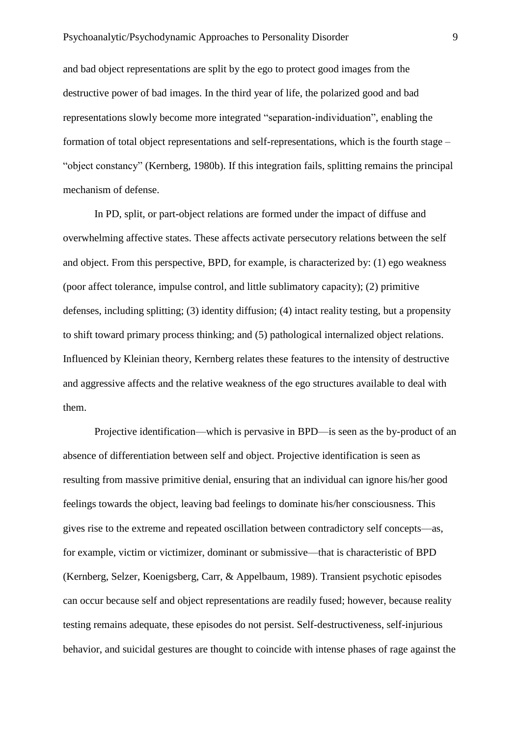and bad object representations are split by the ego to protect good images from the destructive power of bad images. In the third year of life, the polarized good and bad representations slowly become more integrated "separation-individuation", enabling the formation of total object representations and self-representations, which is the fourth stage – "object constancy" (Kernberg, 1980b). If this integration fails, splitting remains the principal mechanism of defense.

In PD, split, or part-object relations are formed under the impact of diffuse and overwhelming affective states. These affects activate persecutory relations between the self and object. From this perspective, BPD, for example, is characterized by: (1) ego weakness (poor affect tolerance, impulse control, and little sublimatory capacity); (2) primitive defenses, including splitting; (3) identity diffusion; (4) intact reality testing, but a propensity to shift toward primary process thinking; and (5) pathological internalized object relations. Influenced by Kleinian theory, Kernberg relates these features to the intensity of destructive and aggressive affects and the relative weakness of the ego structures available to deal with them.

Projective identification—which is pervasive in BPD—is seen as the by-product of an absence of differentiation between self and object. Projective identification is seen as resulting from massive primitive denial, ensuring that an individual can ignore his/her good feelings towards the object, leaving bad feelings to dominate his/her consciousness. This gives rise to the extreme and repeated oscillation between contradictory self concepts—as, for example, victim or victimizer, dominant or submissive—that is characteristic of BPD (Kernberg, Selzer, Koenigsberg, Carr, & Appelbaum, 1989). Transient psychotic episodes can occur because self and object representations are readily fused; however, because reality testing remains adequate, these episodes do not persist. Self-destructiveness, self-injurious behavior, and suicidal gestures are thought to coincide with intense phases of rage against the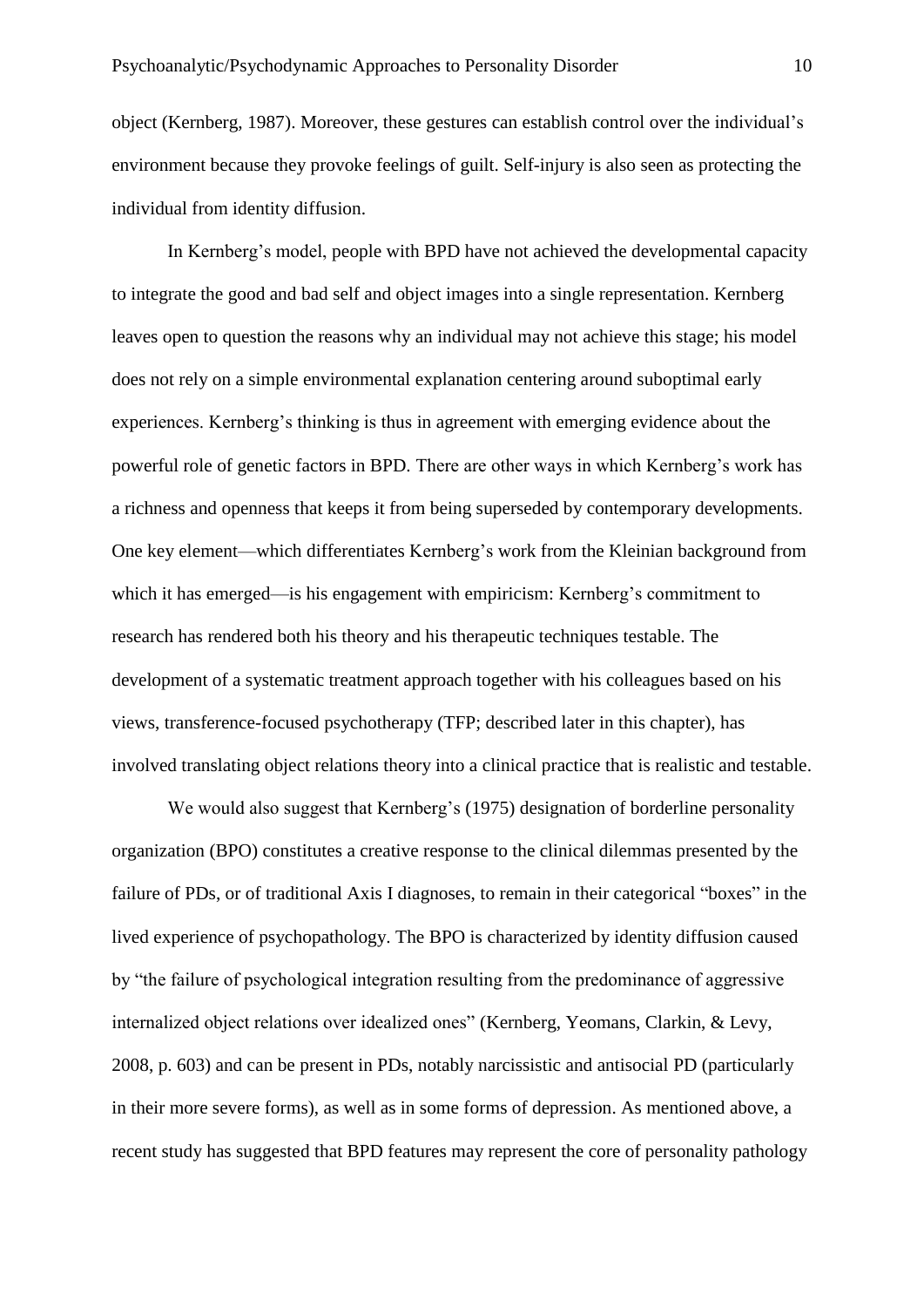object (Kernberg, 1987). Moreover, these gestures can establish control over the individual's environment because they provoke feelings of guilt. Self-injury is also seen as protecting the individual from identity diffusion.

In Kernberg's model, people with BPD have not achieved the developmental capacity to integrate the good and bad self and object images into a single representation. Kernberg leaves open to question the reasons why an individual may not achieve this stage; his model does not rely on a simple environmental explanation centering around suboptimal early experiences. Kernberg's thinking is thus in agreement with emerging evidence about the powerful role of genetic factors in BPD. There are other ways in which Kernberg's work has a richness and openness that keeps it from being superseded by contemporary developments. One key element—which differentiates Kernberg's work from the Kleinian background from which it has emerged—is his engagement with empiricism: Kernberg's commitment to research has rendered both his theory and his therapeutic techniques testable. The development of a systematic treatment approach together with his colleagues based on his views, transference-focused psychotherapy (TFP; described later in this chapter), has involved translating object relations theory into a clinical practice that is realistic and testable.

We would also suggest that Kernberg's (1975) designation of borderline personality organization (BPO) constitutes a creative response to the clinical dilemmas presented by the failure of PDs, or of traditional Axis I diagnoses, to remain in their categorical "boxes" in the lived experience of psychopathology. The BPO is characterized by identity diffusion caused by "the failure of psychological integration resulting from the predominance of aggressive internalized object relations over idealized ones" (Kernberg, Yeomans, Clarkin, & Levy, 2008, p. 603) and can be present in PDs, notably narcissistic and antisocial PD (particularly in their more severe forms), as well as in some forms of depression. As mentioned above, a recent study has suggested that BPD features may represent the core of personality pathology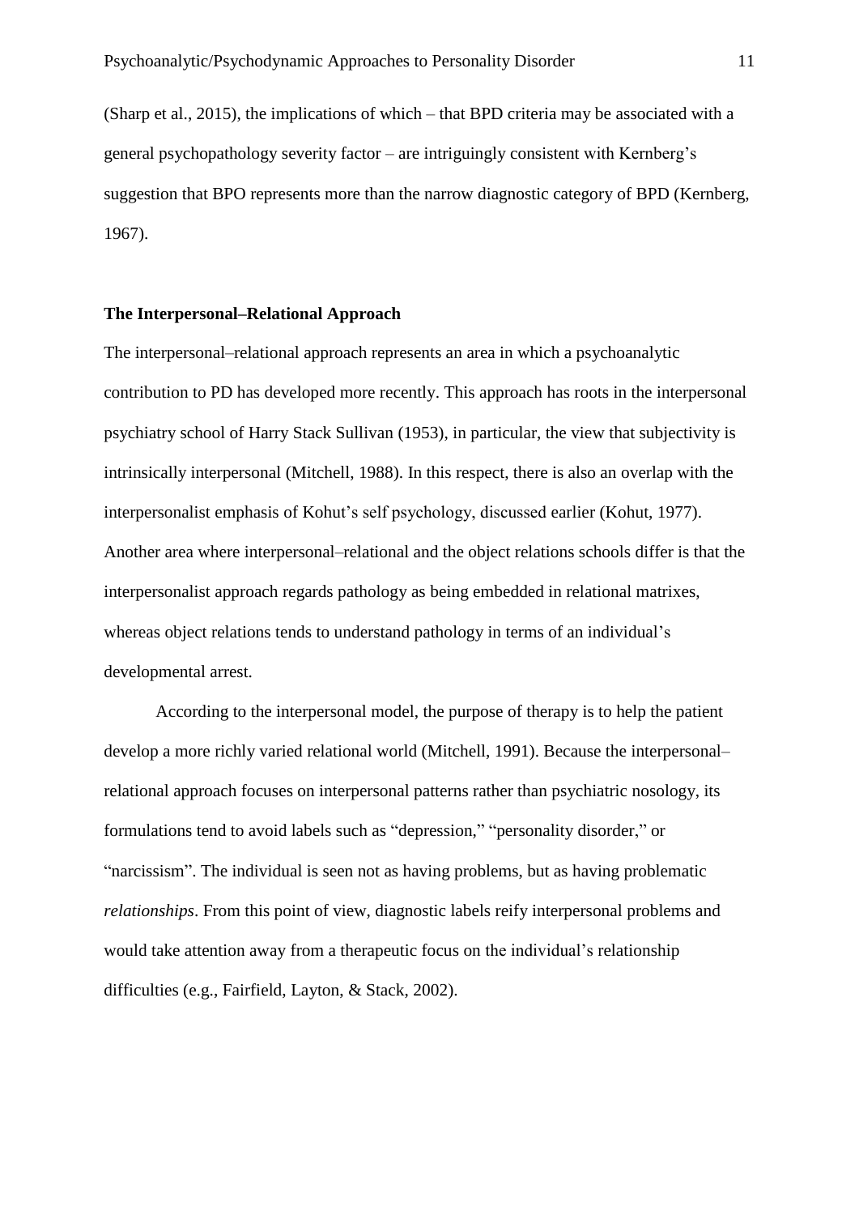(Sharp et al., 2015), the implications of which – that BPD criteria may be associated with a general psychopathology severity factor – are intriguingly consistent with Kernberg's suggestion that BPO represents more than the narrow diagnostic category of BPD (Kernberg, 1967).

## The Interpersonal–Relational Approach

The interpersonal–relational approach represents an area in which a psychoanalytic contribution to PD has developed more recently. This approach has roots in the interpersonal psychiatry school of Harry Stack Sullivan (1953), in particular, the view that subjectivity is intrinsically interpersonal (Mitchell, 1988). In this respect, there is also an overlap with the interpersonalist emphasis of Kohut's self psychology, discussed earlier (Kohut, 1977). Another area where interpersonal–relational and the object relations schools differ is that the interpersonalist approach regards pathology as being embedded in relational matrixes, whereas object relations tends to understand pathology in terms of an individual's developmental arrest.

According to the interpersonal model, the purpose of therapy is to help the patient develop a more richly varied relational world (Mitchell, 1991). Because the interpersonal–relational approach focuses on interpersonal patterns rather than psychiatric nosology, its formulations tend to avoid labels such as "depression," "personality disorder," or "narcissism". The individual is seen not as having problems, but as having problematic *relationships*. From this point of view, diagnostic labels reify interpersonal problems and would take attention away from a therapeutic focus on the individual's relationship difficulties (e.g., Fairfield, Layton, & Stack, 2002).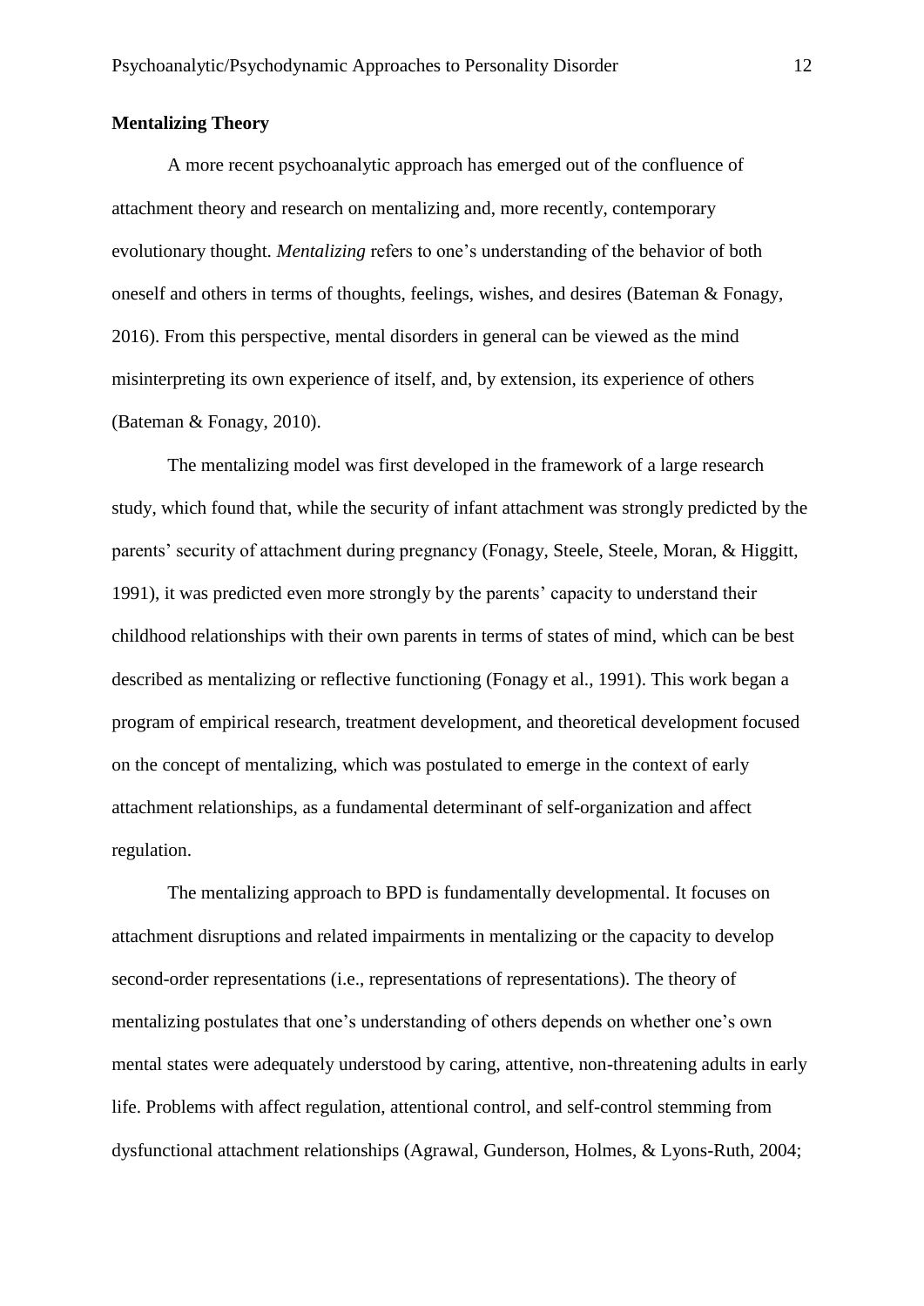## Mentalizing Theory

A more recent psychoanalytic approach has emerged out of the confluence of attachment theory and research on mentalizing and, more recently, contemporary evolutionary thought. *Mentalizing* refers to one's understanding of the behavior of both oneself and others in terms of thoughts, feelings, wishes, and desires (Bateman & Fonagy, 2016). From this perspective, mental disorders in general can be viewed as the mind misinterpreting its own experience of itself, and, by extension, its experience of others (Bateman & Fonagy, 2010).

The mentalizing model was first developed in the framework of a large research study, which found that, while the security of infant attachment was strongly predicted by the parents' security of attachment during pregnancy (Fonagy, Steele, Steele, Moran, & Higgitt, 1991), it was predicted even more strongly by the parents' capacity to understand their childhood relationships with their own parents in terms of states of mind, which can be best described as mentalizing or reflective functioning (Fonagy et al., 1991). This work began a program of empirical research, treatment development, and theoretical development focused on the concept of mentalizing, which was postulated to emerge in the context of early attachment relationships, as a fundamental determinant of self-organization and affect regulation.

The mentalizing approach to BPD is fundamentally developmental. It focuses on attachment disruptions and related impairments in mentalizing or the capacity to develop second-order representations (i.e., representations of representations). The theory of mentalizing postulates that one's understanding of others depends on whether one's own mental states were adequately understood by caring, attentive, non-threatening adults in early life. Problems with affect regulation, attentional control, and self-control stemming from dysfunctional attachment relationships (Agrawal, Gunderson, Holmes, & Lyons-Ruth, 2004;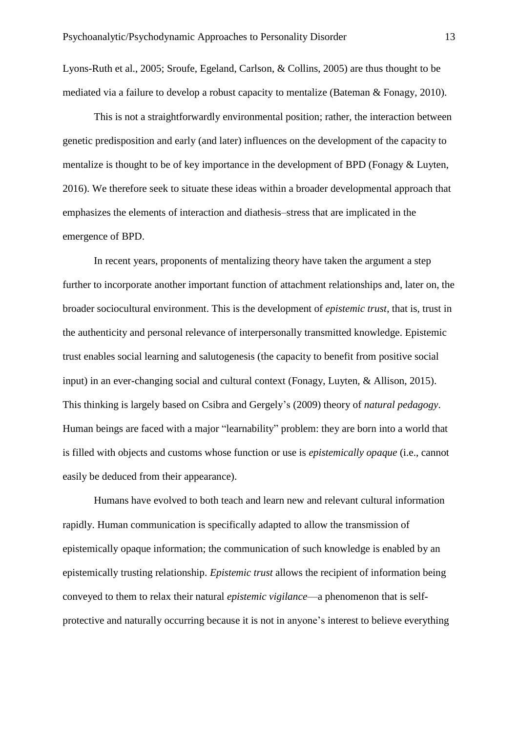Lyons-Ruth et al., 2005; Sroufe, Egeland, Carlson, & Collins, 2005) are thus thought to be mediated via a failure to develop a robust capacity to mentalize (Bateman & Fonagy, 2010).

This is not a straightforwardly environmental position; rather, the interaction between genetic predisposition and early (and later) influences on the development of the capacity to mentalize is thought to be of key importance in the development of BPD (Fonagy & Luyten, 2016). We therefore seek to situate these ideas within a broader developmental approach that emphasizes the elements of interaction and diathesis–stress that are implicated in the emergence of BPD.

In recent years, proponents of mentalizing theory have taken the argument a step further to incorporate another important function of attachment relationships and, later on, the broader sociocultural environment. This is the development of *epistemic trust*, that is, trust in the authenticity and personal relevance of interpersonally transmitted knowledge. Epistemic trust enables social learning and salutogenesis (the capacity to benefit from positive social input) in an ever-changing social and cultural context (Fonagy, Luyten, & Allison, 2015). This thinking is largely based on Csibra and Gergely's (2009) theory of *natural pedagogy*. Human beings are faced with a major "learnability" problem: they are born into a world that is filled with objects and customs whose function or use is *epistemically opaque* (i.e., cannot easily be deduced from their appearance).

Humans have evolved to both teach and learn new and relevant cultural information rapidly. Human communication is specifically adapted to allow the transmission of epistemically opaque information; the communication of such knowledge is enabled by an epistemically trusting relationship. *Epistemic trust* allows the recipient of information being conveyed to them to relax their natural *epistemic vigilance*—a phenomenon that is self-protective and naturally occurring because it is not in anyone's interest to believe everything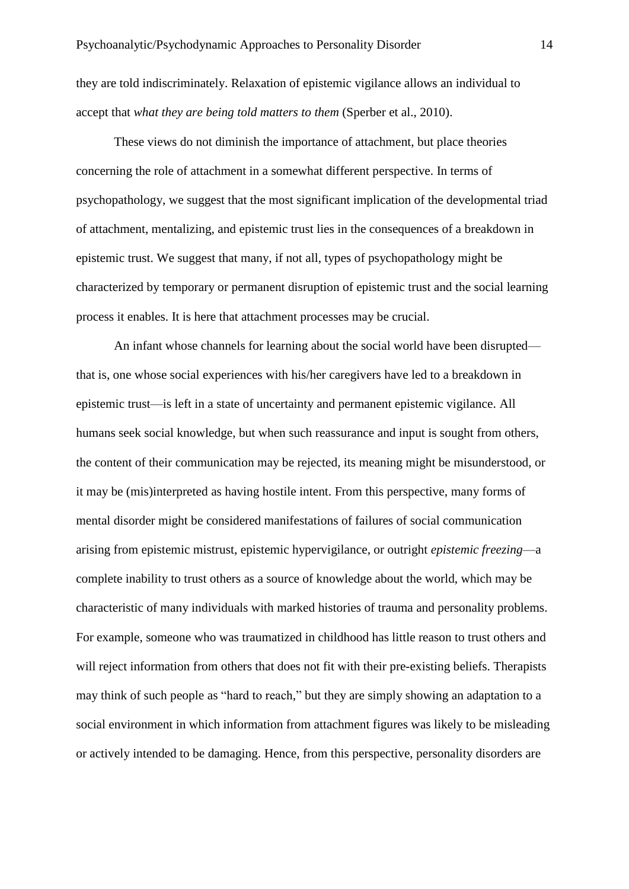they are told indiscriminately. Relaxation of epistemic vigilance allows an individual to accept that *what they are being told matters to them* (Sperber et al., 2010).

These views do not diminish the importance of attachment, but place theories concerning the role of attachment in a somewhat different perspective. In terms of psychopathology, we suggest that the most significant implication of the developmental triad of attachment, mentalizing, and epistemic trust lies in the consequences of a breakdown in epistemic trust. We suggest that many, if not all, types of psychopathology might be characterized by temporary or permanent disruption of epistemic trust and the social learning process it enables. It is here that attachment processes may be crucial.

An infant whose channels for learning about the social world have been disrupted—that is, one whose social experiences with his/her caregivers have led to a breakdown in epistemic trust—is left in a state of uncertainty and permanent epistemic vigilance. All humans seek social knowledge, but when such reassurance and input is sought from others, the content of their communication may be rejected, its meaning might be misunderstood, or it may be (mis)interpreted as having hostile intent. From this perspective, many forms of mental disorder might be considered manifestations of failures of social communication arising from epistemic mistrust, epistemic hypervigilance, or outright *epistemic freezing*—a complete inability to trust others as a source of knowledge about the world, which may be characteristic of many individuals with marked histories of trauma and personality problems. For example, someone who was traumatized in childhood has little reason to trust others and will reject information from others that does not fit with their pre-existing beliefs. Therapists may think of such people as "hard to reach," but they are simply showing an adaptation to a social environment in which information from attachment figures was likely to be misleading or actively intended to be damaging. Hence, from this perspective, personality disorders are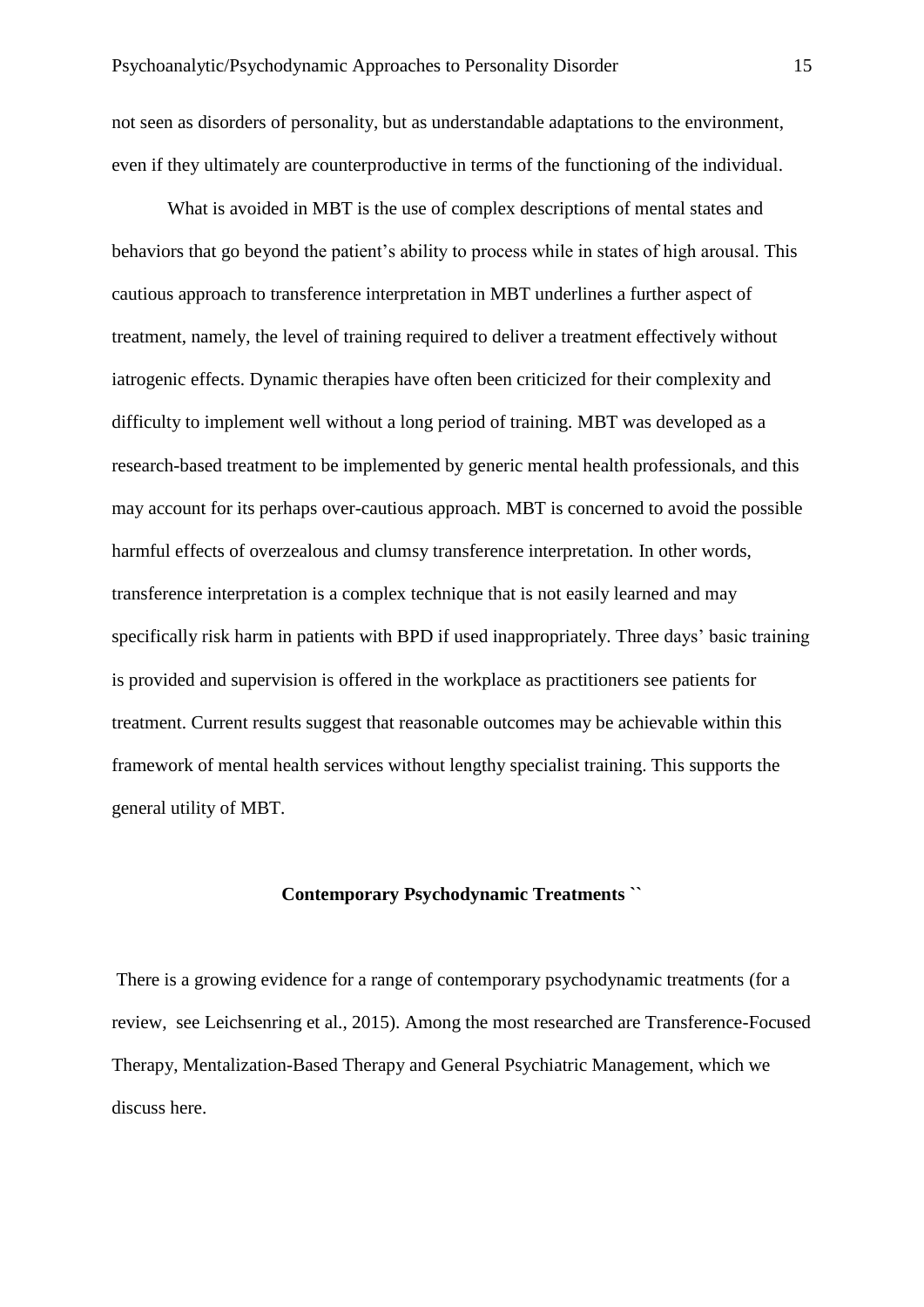not seen as disorders of personality, but as understandable adaptations to the environment, even if they ultimately are counterproductive in terms of the functioning of the individual.

What is avoided in MBT is the use of complex descriptions of mental states and behaviors that go beyond the patient's ability to process while in states of high arousal. This cautious approach to transference interpretation in MBT underlines a further aspect of treatment, namely, the level of training required to deliver a treatment effectively without iatrogenic effects. Dynamic therapies have often been criticized for their complexity and difficulty to implement well without a long period of training. MBT was developed as a research-based treatment to be implemented by generic mental health professionals, and this may account for its perhaps over-cautious approach. MBT is concerned to avoid the possible harmful effects of overzealous and clumsy transference interpretation. In other words, transference interpretation is a complex technique that is not easily learned and may specifically risk harm in patients with BPD if used inappropriately. Three days' basic training is provided and supervision is offered in the workplace as practitioners see patients for treatment. Current results suggest that reasonable outcomes may be achievable within this framework of mental health services without lengthy specialist training. This supports the general utility of MBT.

## Contemporary Psychodynamic Treatments ``

There is a growing evidence for a range of contemporary psychodynamic treatments (for a review, see Leichsenring et al., 2015). Among the most researched are Transference-Focused Therapy, Mentalization-Based Therapy and General Psychiatric Management, which we discuss here.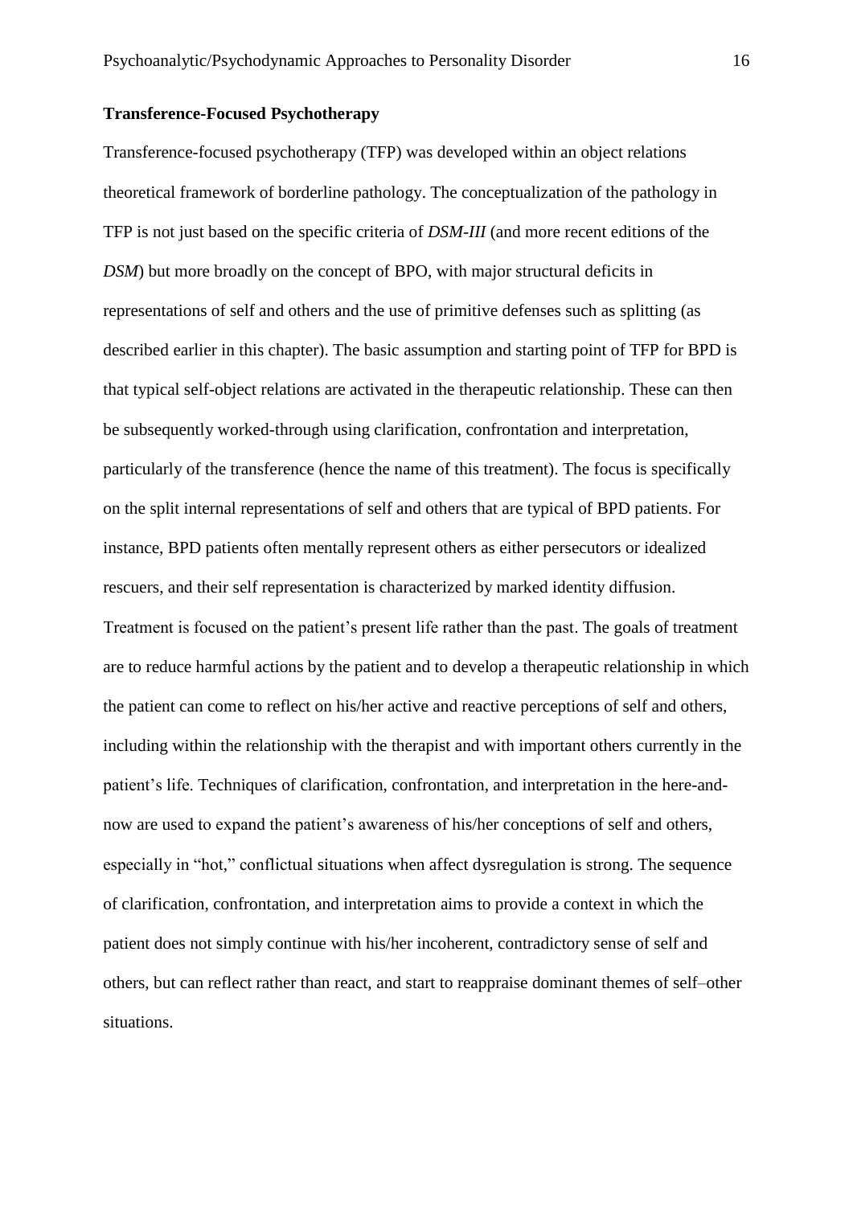**Transference-Focused Psychotherapy**

Transference-focused psychotherapy (TFP) was developed within an object relations theoretical framework of borderline pathology. The conceptualization of the pathology in TFP is not just based on the specific criteria of *DSM-III* (and more recent editions of the *DSM*) but more broadly on the concept of BPO, with major structural deficits in representations of self and others and the use of primitive defenses such as splitting (as described earlier in this chapter). The basic assumption and starting point of TFP for BPD is that typical self-object relations are activated in the therapeutic relationship. These can then be subsequently worked-through using clarification, confrontation and interpretation, particularly of the transference (hence the name of this treatment). The focus is specifically on the split internal representations of self and others that are typical of BPD patients. For instance, BPD patients often mentally represent others as either persecutors or idealized rescuers, and their self representation is characterized by marked identity diffusion. Treatment is focused on the patient's present life rather than the past. The goals of treatment are to reduce harmful actions by the patient and to develop a therapeutic relationship in which the patient can come to reflect on his/her active and reactive perceptions of self and others, including within the relationship with the therapist and with important others currently in the patient's life. Techniques of clarification, confrontation, and interpretation in the here-and-now are used to expand the patient's awareness of his/her conceptions of self and others, especially in "hot," conflictual situations when affect dysregulation is strong. The sequence of clarification, confrontation, and interpretation aims to provide a context in which the patient does not simply continue with his/her incoherent, contradictory sense of self and others, but can reflect rather than react, and start to reappraise dominant themes of self–other situations.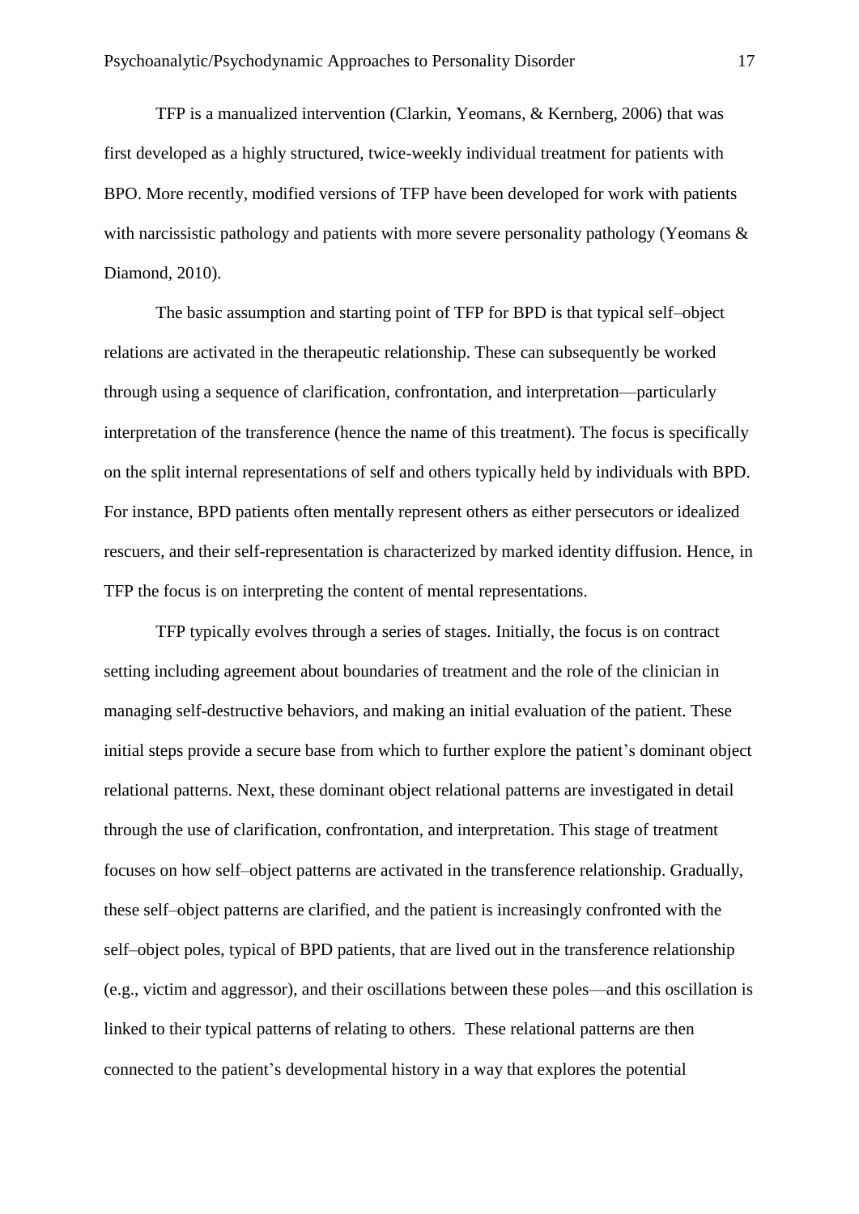TFP is a manualized intervention (Clarkin, Yeomans, & Kernberg, 2006) that was first developed as a highly structured, twice-weekly individual treatment for patients with BPO. More recently, modified versions of TFP have been developed for work with patients with narcissistic pathology and patients with more severe personality pathology (Yeomans & Diamond, 2010).

The basic assumption and starting point of TFP for BPD is that typical self–object relations are activated in the therapeutic relationship. These can subsequently be worked through using a sequence of clarification, confrontation, and interpretation—particularly interpretation of the transference (hence the name of this treatment). The focus is specifically on the split internal representations of self and others typically held by individuals with BPD. For instance, BPD patients often mentally represent others as either persecutors or idealized rescuers, and their self-representation is characterized by marked identity diffusion. Hence, in TFP the focus is on interpreting the content of mental representations.

TFP typically evolves through a series of stages. Initially, the focus is on contract setting including agreement about boundaries of treatment and the role of the clinician in managing self-destructive behaviors, and making an initial evaluation of the patient. These initial steps provide a secure base from which to further explore the patient's dominant object relational patterns. Next, these dominant object relational patterns are investigated in detail through the use of clarification, confrontation, and interpretation. This stage of treatment focuses on how self–object patterns are activated in the transference relationship. Gradually, these self–object patterns are clarified, and the patient is increasingly confronted with the self–object poles, typical of BPD patients, that are lived out in the transference relationship (e.g., victim and aggressor), and their oscillations between these poles—and this oscillation is linked to their typical patterns of relating to others. These relational patterns are then connected to the patient's developmental history in a way that explores the potential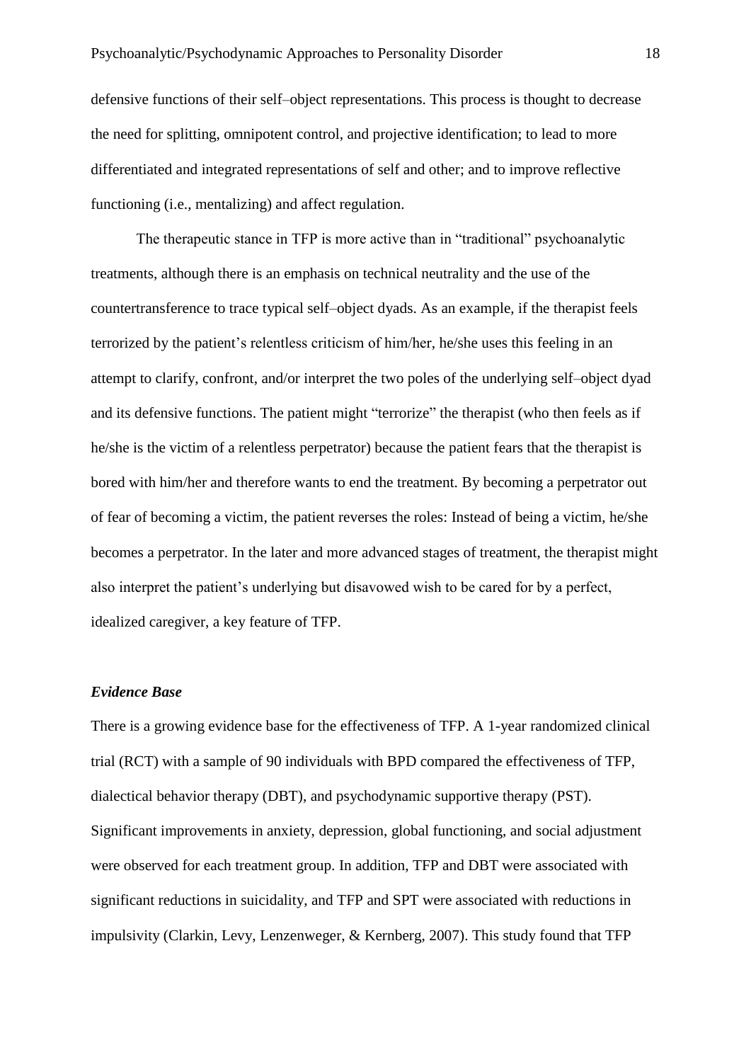defensive functions of their self–object representations. This process is thought to decrease the need for splitting, omnipotent control, and projective identification; to lead to more differentiated and integrated representations of self and other; and to improve reflective functioning (i.e., mentalizing) and affect regulation.

The therapeutic stance in TFP is more active than in "traditional" psychoanalytic treatments, although there is an emphasis on technical neutrality and the use of the countertransference to trace typical self–object dyads. As an example, if the therapist feels terrorized by the patient's relentless criticism of him/her, he/she uses this feeling in an attempt to clarify, confront, and/or interpret the two poles of the underlying self–object dyad and its defensive functions. The patient might "terrorize" the therapist (who then feels as if he/she is the victim of a relentless perpetrator) because the patient fears that the therapist is bored with him/her and therefore wants to end the treatment. By becoming a perpetrator out of fear of becoming a victim, the patient reverses the roles: Instead of being a victim, he/she becomes a perpetrator. In the later and more advanced stages of treatment, the therapist might also interpret the patient's underlying but disavowed wish to be cared for by a perfect, idealized caregiver, a key feature of TFP.

### *Evidence Base*

There is a growing evidence base for the effectiveness of TFP. A 1-year randomized clinical trial (RCT) with a sample of 90 individuals with BPD compared the effectiveness of TFP, dialectical behavior therapy (DBT), and psychodynamic supportive therapy (PST). Significant improvements in anxiety, depression, global functioning, and social adjustment were observed for each treatment group. In addition, TFP and DBT were associated with significant reductions in suicidality, and TFP and SPT were associated with reductions in impulsivity (Clarkin, Levy, Lenzenweger, & Kernberg, 2007). This study found that TFP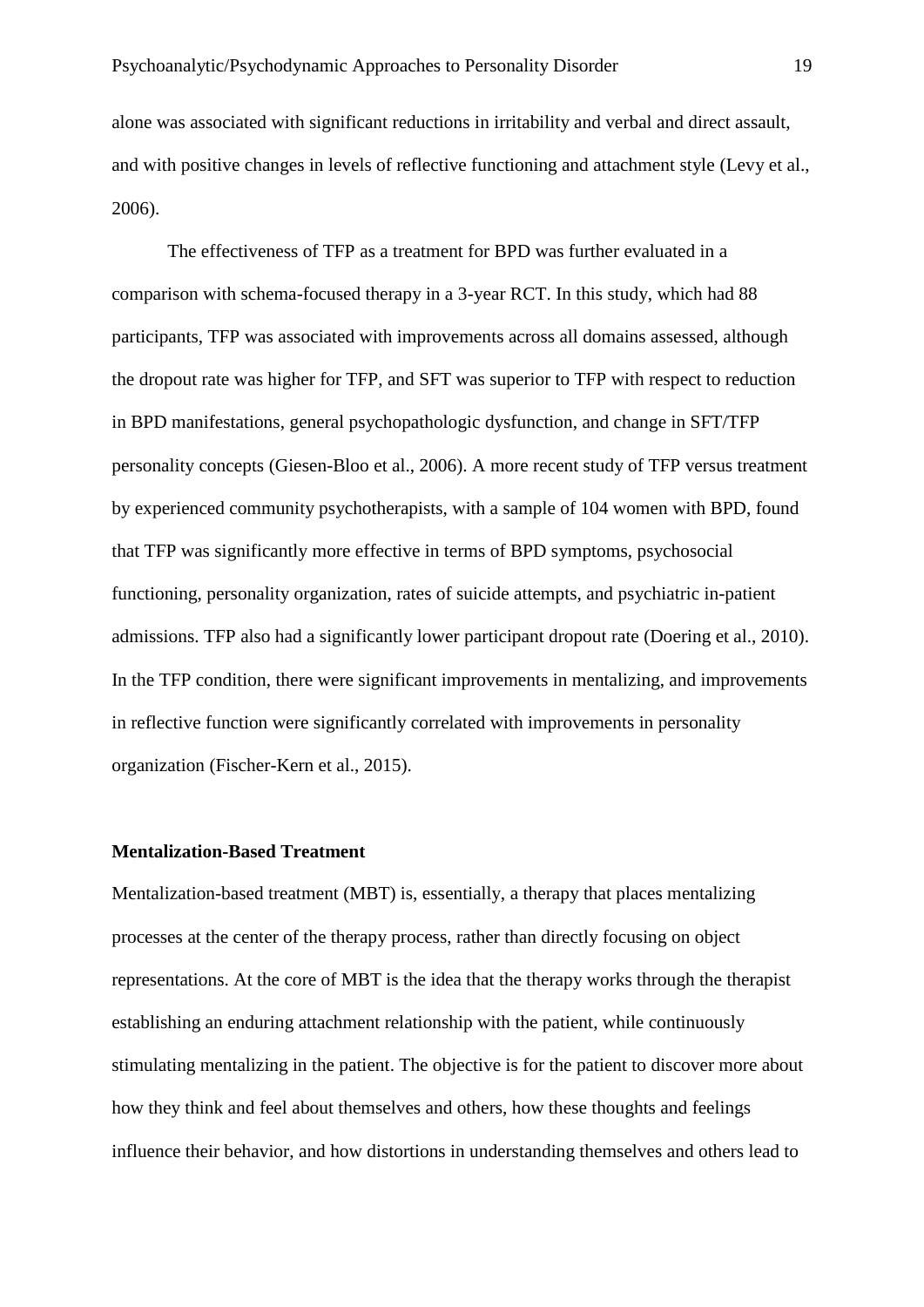alone was associated with significant reductions in irritability and verbal and direct assault, and with positive changes in levels of reflective functioning and attachment style (Levy et al., 2006).

The effectiveness of TFP as a treatment for BPD was further evaluated in a comparison with schema-focused therapy in a 3-year RCT. In this study, which had 88 participants, TFP was associated with improvements across all domains assessed, although the dropout rate was higher for TFP, and SFT was superior to TFP with respect to reduction in BPD manifestations, general psychopathologic dysfunction, and change in SFT/TFP personality concepts (Giesen-Bloo et al., 2006). A more recent study of TFP versus treatment by experienced community psychotherapists, with a sample of 104 women with BPD, found that TFP was significantly more effective in terms of BPD symptoms, psychosocial functioning, personality organization, rates of suicide attempts, and psychiatric in-patient admissions. TFP also had a significantly lower participant dropout rate (Doering et al., 2010). In the TFP condition, there were significant improvements in mentalizing, and improvements in reflective function were significantly correlated with improvements in personality organization (Fischer-Kern et al., 2015).

**Mentalization-Based Treatment**

Mentalization-based treatment (MBT) is, essentially, a therapy that places mentalizing processes at the center of the therapy process, rather than directly focusing on object representations. At the core of MBT is the idea that the therapy works through the therapist establishing an enduring attachment relationship with the patient, while continuously stimulating mentalizing in the patient. The objective is for the patient to discover more about how they think and feel about themselves and others, how these thoughts and feelings influence their behavior, and how distortions in understanding themselves and others lead to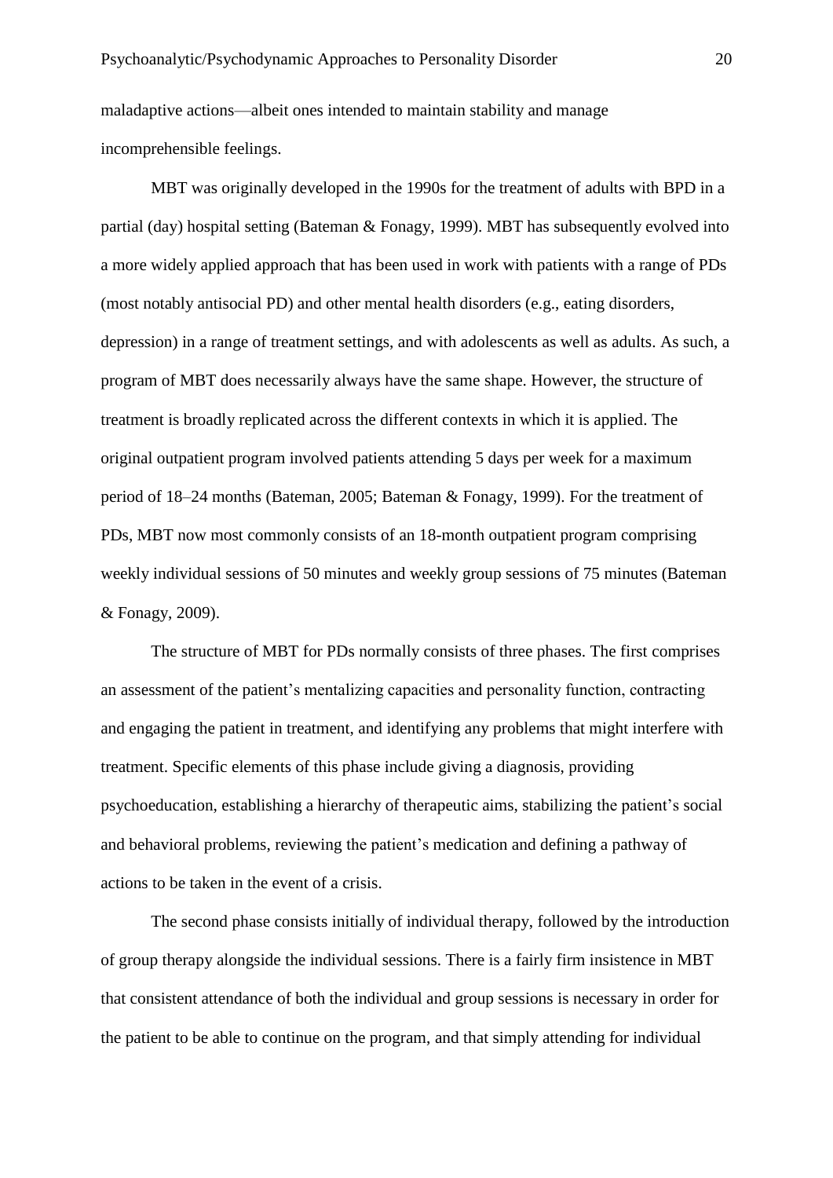maladaptive actions—albeit ones intended to maintain stability and manage incomprehensible feelings.

MBT was originally developed in the 1990s for the treatment of adults with BPD in a partial (day) hospital setting (Bateman & Fonagy, 1999). MBT has subsequently evolved into a more widely applied approach that has been used in work with patients with a range of PDs (most notably antisocial PD) and other mental health disorders (e.g., eating disorders, depression) in a range of treatment settings, and with adolescents as well as adults. As such, a program of MBT does necessarily always have the same shape. However, the structure of treatment is broadly replicated across the different contexts in which it is applied. The original outpatient program involved patients attending 5 days per week for a maximum period of 18–24 months (Bateman, 2005; Bateman & Fonagy, 1999). For the treatment of PDs, MBT now most commonly consists of an 18-month outpatient program comprising weekly individual sessions of 50 minutes and weekly group sessions of 75 minutes (Bateman & Fonagy, 2009).

The structure of MBT for PDs normally consists of three phases. The first comprises an assessment of the patient's mentalizing capacities and personality function, contracting and engaging the patient in treatment, and identifying any problems that might interfere with treatment. Specific elements of this phase include giving a diagnosis, providing psychoeducation, establishing a hierarchy of therapeutic aims, stabilizing the patient's social and behavioral problems, reviewing the patient's medication and defining a pathway of actions to be taken in the event of a crisis.

The second phase consists initially of individual therapy, followed by the introduction of group therapy alongside the individual sessions. There is a fairly firm insistence in MBT that consistent attendance of both the individual and group sessions is necessary in order for the patient to be able to continue on the program, and that simply attending for individual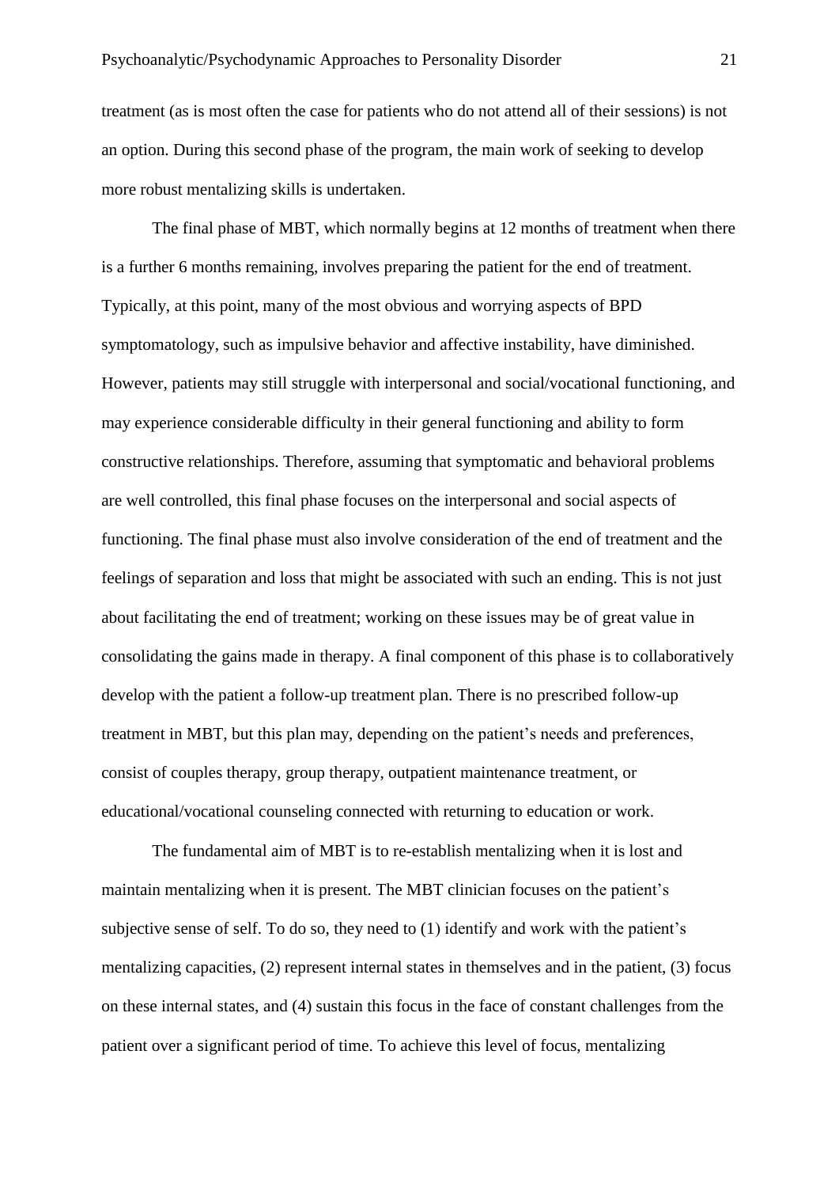treatment (as is most often the case for patients who do not attend all of their sessions) is not an option. During this second phase of the program, the main work of seeking to develop more robust mentalizing skills is undertaken.

The final phase of MBT, which normally begins at 12 months of treatment when there is a further 6 months remaining, involves preparing the patient for the end of treatment. Typically, at this point, many of the most obvious and worrying aspects of BPD symptomatology, such as impulsive behavior and affective instability, have diminished. However, patients may still struggle with interpersonal and social/vocational functioning, and may experience considerable difficulty in their general functioning and ability to form constructive relationships. Therefore, assuming that symptomatic and behavioral problems are well controlled, this final phase focuses on the interpersonal and social aspects of functioning. The final phase must also involve consideration of the end of treatment and the feelings of separation and loss that might be associated with such an ending. This is not just about facilitating the end of treatment; working on these issues may be of great value in consolidating the gains made in therapy. A final component of this phase is to collaboratively develop with the patient a follow-up treatment plan. There is no prescribed follow-up treatment in MBT, but this plan may, depending on the patient's needs and preferences, consist of couples therapy, group therapy, outpatient maintenance treatment, or educational/vocational counseling connected with returning to education or work.

The fundamental aim of MBT is to re-establish mentalizing when it is lost and maintain mentalizing when it is present. The MBT clinician focuses on the patient's subjective sense of self. To do so, they need to (1) identify and work with the patient's mentalizing capacities, (2) represent internal states in themselves and in the patient, (3) focus on these internal states, and (4) sustain this focus in the face of constant challenges from the patient over a significant period of time. To achieve this level of focus, mentalizing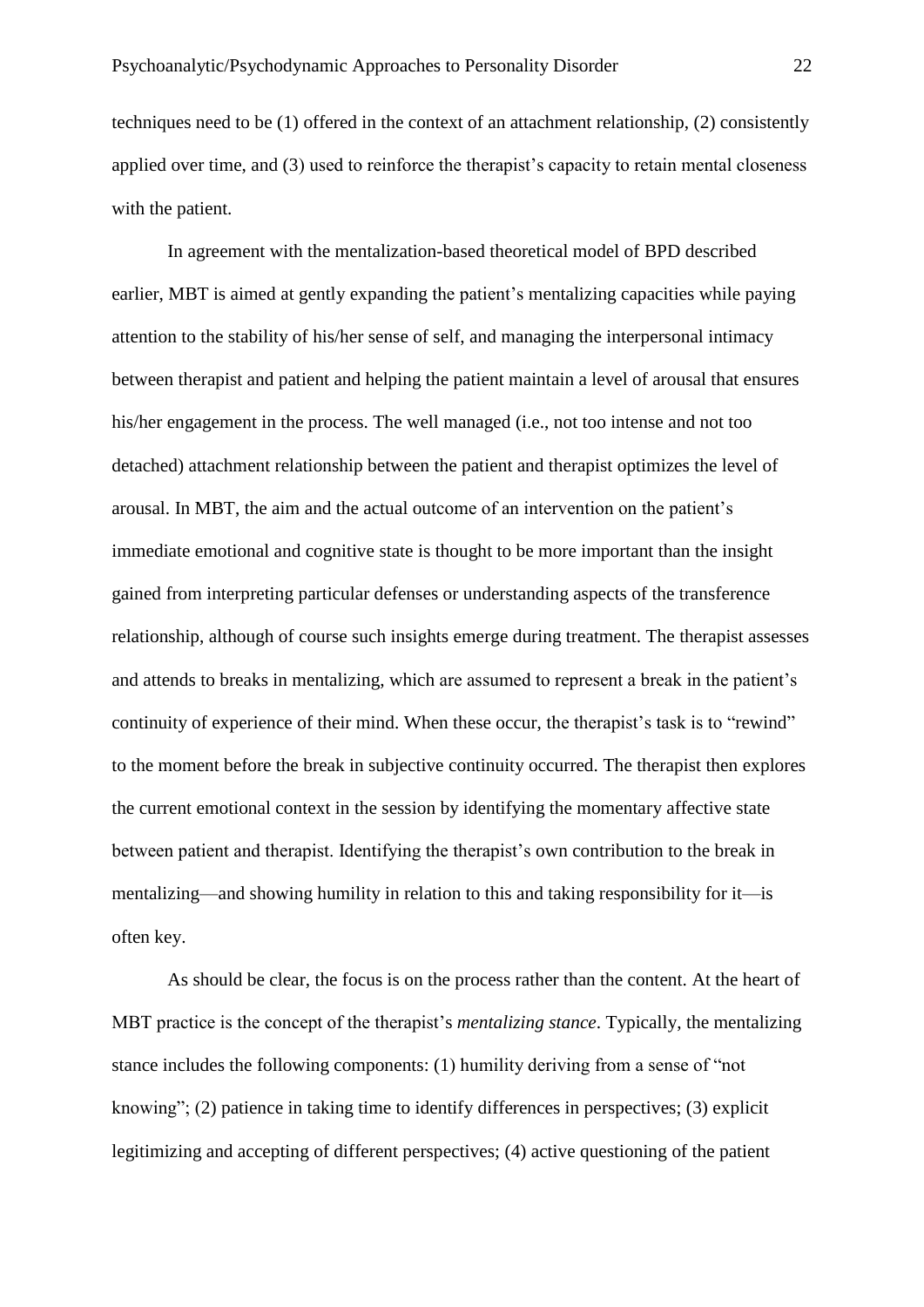techniques need to be (1) offered in the context of an attachment relationship, (2) consistently applied over time, and (3) used to reinforce the therapist's capacity to retain mental closeness with the patient.

In agreement with the mentalization-based theoretical model of BPD described earlier, MBT is aimed at gently expanding the patient's mentalizing capacities while paying attention to the stability of his/her sense of self, and managing the interpersonal intimacy between therapist and patient and helping the patient maintain a level of arousal that ensures his/her engagement in the process. The well managed (i.e., not too intense and not too detached) attachment relationship between the patient and therapist optimizes the level of arousal. In MBT, the aim and the actual outcome of an intervention on the patient's immediate emotional and cognitive state is thought to be more important than the insight gained from interpreting particular defenses or understanding aspects of the transference relationship, although of course such insights emerge during treatment. The therapist assesses and attends to breaks in mentalizing, which are assumed to represent a break in the patient's continuity of experience of their mind. When these occur, the therapist's task is to "rewind" to the moment before the break in subjective continuity occurred. The therapist then explores the current emotional context in the session by identifying the momentary affective state between patient and therapist. Identifying the therapist's own contribution to the break in mentalizing—and showing humility in relation to this and taking responsibility for it—is often key.

As should be clear, the focus is on the process rather than the content. At the heart of MBT practice is the concept of the therapist's *mentalizing stance*. Typically, the mentalizing stance includes the following components: (1) humility deriving from a sense of "not knowing"; (2) patience in taking time to identify differences in perspectives; (3) explicit legitimizing and accepting of different perspectives; (4) active questioning of the patient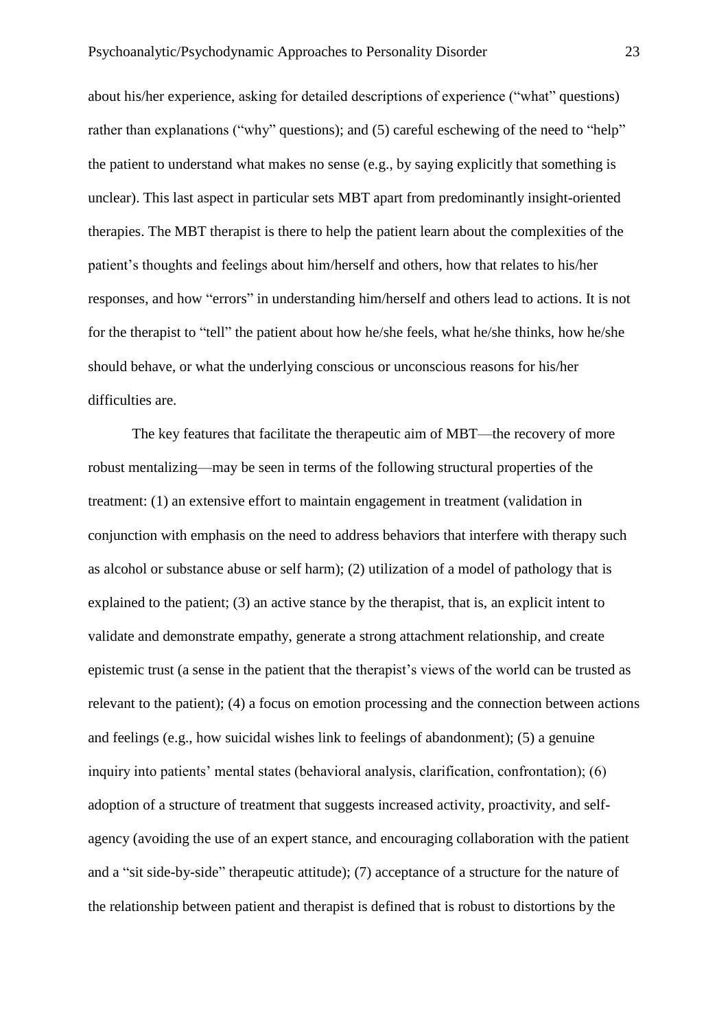about his/her experience, asking for detailed descriptions of experience ("what" questions) rather than explanations ("why" questions); and (5) careful eschewing of the need to "help" the patient to understand what makes no sense (e.g., by saying explicitly that something is unclear). This last aspect in particular sets MBT apart from predominantly insight-oriented therapies. The MBT therapist is there to help the patient learn about the complexities of the patient's thoughts and feelings about him/herself and others, how that relates to his/her responses, and how "errors" in understanding him/herself and others lead to actions. It is not for the therapist to "tell" the patient about how he/she feels, what he/she thinks, how he/she should behave, or what the underlying conscious or unconscious reasons for his/her difficulties are.

The key features that facilitate the therapeutic aim of MBT—the recovery of more robust mentalizing—may be seen in terms of the following structural properties of the treatment: (1) an extensive effort to maintain engagement in treatment (validation in conjunction with emphasis on the need to address behaviors that interfere with therapy such as alcohol or substance abuse or self harm); (2) utilization of a model of pathology that is explained to the patient; (3) an active stance by the therapist, that is, an explicit intent to validate and demonstrate empathy, generate a strong attachment relationship, and create epistemic trust (a sense in the patient that the therapist's views of the world can be trusted as relevant to the patient); (4) a focus on emotion processing and the connection between actions and feelings (e.g., how suicidal wishes link to feelings of abandonment); (5) a genuine inquiry into patients' mental states (behavioral analysis, clarification, confrontation); (6) adoption of a structure of treatment that suggests increased activity, proactivity, and self-agency (avoiding the use of an expert stance, and encouraging collaboration with the patient and a "sit side-by-side" therapeutic attitude); (7) acceptance of a structure for the nature of the relationship between patient and therapist is defined that is robust to distortions by the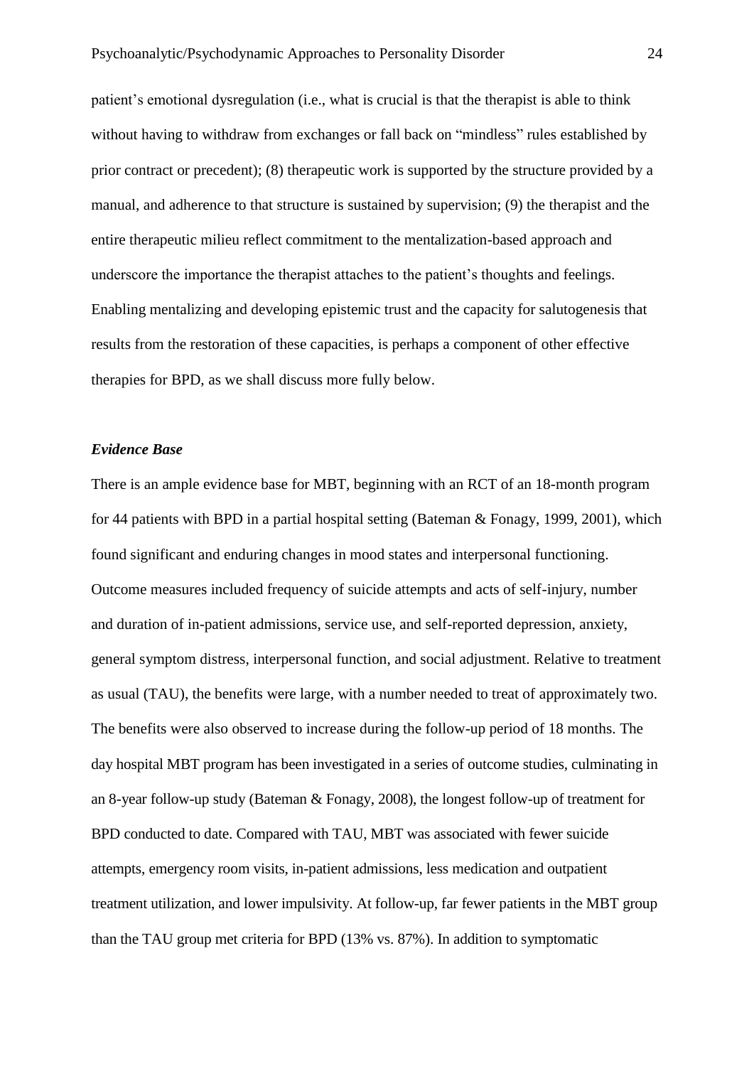patient's emotional dysregulation (i.e., what is crucial is that the therapist is able to think without having to withdraw from exchanges or fall back on "mindless" rules established by prior contract or precedent); (8) therapeutic work is supported by the structure provided by a manual, and adherence to that structure is sustained by supervision; (9) the therapist and the entire therapeutic milieu reflect commitment to the mentalization-based approach and underscore the importance the therapist attaches to the patient's thoughts and feelings. Enabling mentalizing and developing epistemic trust and the capacity for salutogenesis that results from the restoration of these capacities, is perhaps a component of other effective therapies for BPD, as we shall discuss more fully below.

### *Evidence Base*

There is an ample evidence base for MBT, beginning with an RCT of an 18-month program for 44 patients with BPD in a partial hospital setting (Bateman & Fonagy, 1999, 2001), which found significant and enduring changes in mood states and interpersonal functioning. Outcome measures included frequency of suicide attempts and acts of self-injury, number and duration of in-patient admissions, service use, and self-reported depression, anxiety, general symptom distress, interpersonal function, and social adjustment. Relative to treatment as usual (TAU), the benefits were large, with a number needed to treat of approximately two. The benefits were also observed to increase during the follow-up period of 18 months. The day hospital MBT program has been investigated in a series of outcome studies, culminating in an 8-year follow-up study (Bateman & Fonagy, 2008), the longest follow-up of treatment for BPD conducted to date. Compared with TAU, MBT was associated with fewer suicide attempts, emergency room visits, in-patient admissions, less medication and outpatient treatment utilization, and lower impulsivity. At follow-up, far fewer patients in the MBT group than the TAU group met criteria for BPD (13% vs. 87%). In addition to symptomatic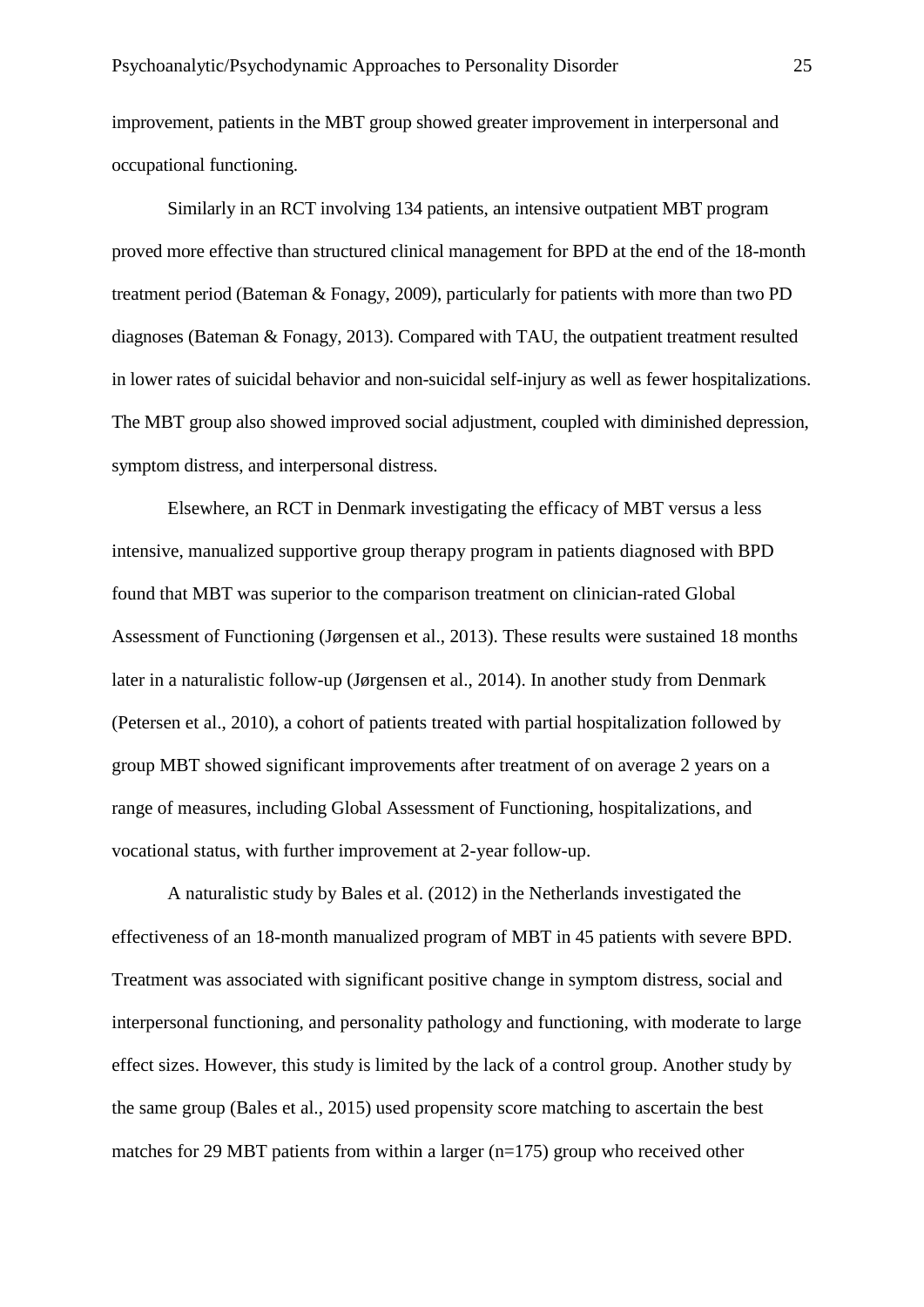improvement, patients in the MBT group showed greater improvement in interpersonal and occupational functioning.

Similarly in an RCT involving 134 patients, an intensive outpatient MBT program proved more effective than structured clinical management for BPD at the end of the 18-month treatment period (Bateman & Fonagy, 2009), particularly for patients with more than two PD diagnoses (Bateman & Fonagy, 2013). Compared with TAU, the outpatient treatment resulted in lower rates of suicidal behavior and non-suicidal self-injury as well as fewer hospitalizations. The MBT group also showed improved social adjustment, coupled with diminished depression, symptom distress, and interpersonal distress.

Elsewhere, an RCT in Denmark investigating the efficacy of MBT versus a less intensive, manualized supportive group therapy program in patients diagnosed with BPD found that MBT was superior to the comparison treatment on clinician-rated Global Assessment of Functioning (Jørgensen et al., 2013). These results were sustained 18 months later in a naturalistic follow-up (Jørgensen et al., 2014). In another study from Denmark (Petersen et al., 2010), a cohort of patients treated with partial hospitalization followed by group MBT showed significant improvements after treatment of on average 2 years on a range of measures, including Global Assessment of Functioning, hospitalizations, and vocational status, with further improvement at 2-year follow-up.

A naturalistic study by Bales et al. (2012) in the Netherlands investigated the effectiveness of an 18-month manualized program of MBT in 45 patients with severe BPD. Treatment was associated with significant positive change in symptom distress, social and interpersonal functioning, and personality pathology and functioning, with moderate to large effect sizes. However, this study is limited by the lack of a control group. Another study by the same group (Bales et al., 2015) used propensity score matching to ascertain the best matches for 29 MBT patients from within a larger (n=175) group who received other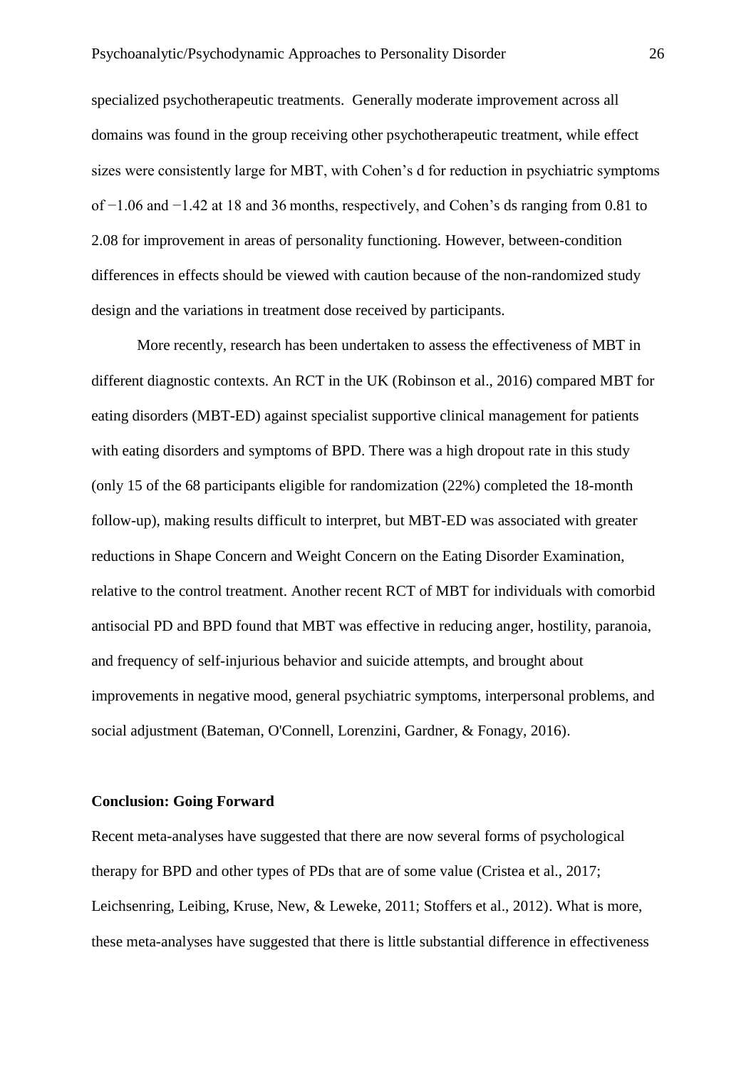specialized psychotherapeutic treatments. Generally moderate improvement across all domains was found in the group receiving other psychotherapeutic treatment, while effect sizes were consistently large for MBT, with Cohen's d for reduction in psychiatric symptoms of −1.06 and −1.42 at 18 and 36 months, respectively, and Cohen's ds ranging from 0.81 to 2.08 for improvement in areas of personality functioning. However, between-condition differences in effects should be viewed with caution because of the non-randomized study design and the variations in treatment dose received by participants.

More recently, research has been undertaken to assess the effectiveness of MBT in different diagnostic contexts. An RCT in the UK (Robinson et al., 2016) compared MBT for eating disorders (MBT-ED) against specialist supportive clinical management for patients with eating disorders and symptoms of BPD. There was a high dropout rate in this study (only 15 of the 68 participants eligible for randomization (22%) completed the 18-month follow-up), making results difficult to interpret, but MBT-ED was associated with greater reductions in Shape Concern and Weight Concern on the Eating Disorder Examination, relative to the control treatment. Another recent RCT of MBT for individuals with comorbid antisocial PD and BPD found that MBT was effective in reducing anger, hostility, paranoia, and frequency of self-injurious behavior and suicide attempts, and brought about improvements in negative mood, general psychiatric symptoms, interpersonal problems, and social adjustment (Bateman, O'Connell, Lorenzini, Gardner, & Fonagy, 2016).

## Conclusion: Going Forward

Recent meta-analyses have suggested that there are now several forms of psychological therapy for BPD and other types of PDs that are of some value (Cristea et al., 2017; Leichsenring, Leibing, Kruse, New, & Leweke, 2011; Stoffers et al., 2012). What is more, these meta-analyses have suggested that there is little substantial difference in effectiveness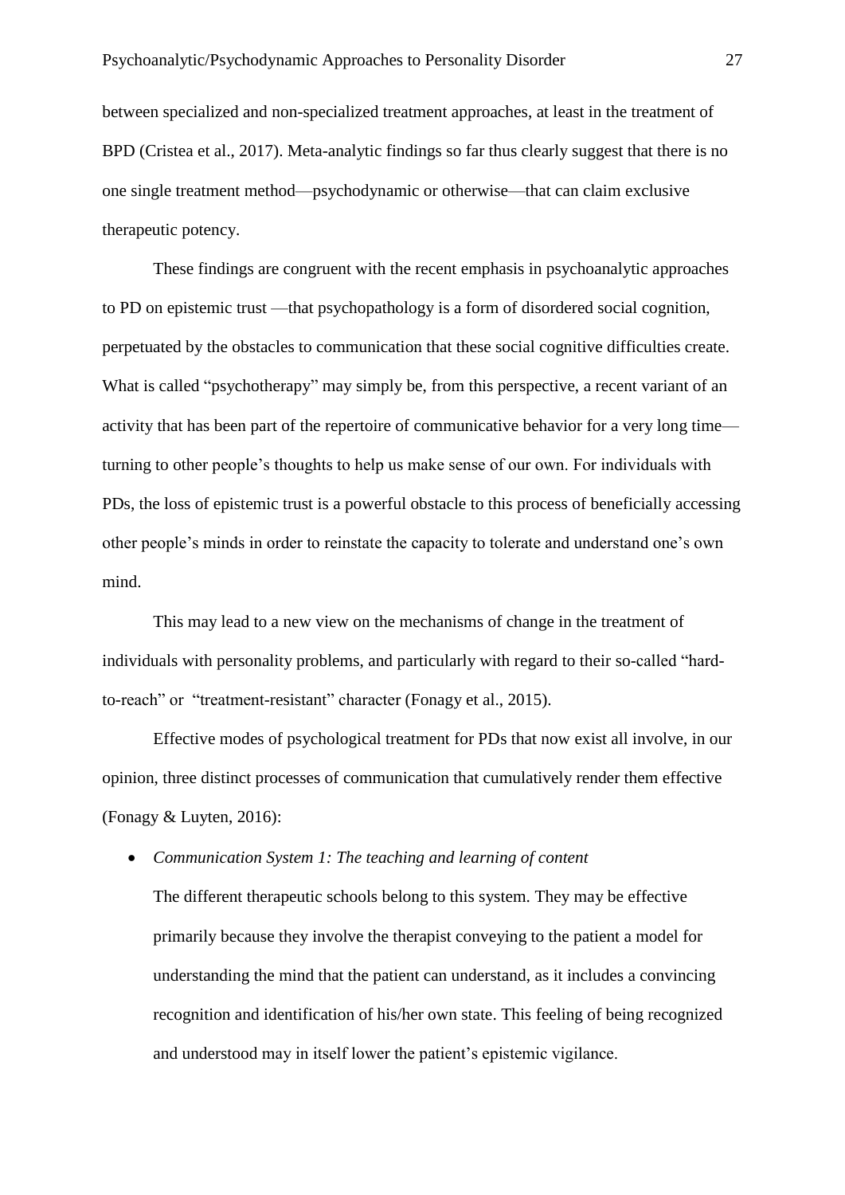between specialized and non-specialized treatment approaches, at least in the treatment of BPD (Cristea et al., 2017). Meta-analytic findings so far thus clearly suggest that there is no one single treatment method—psychodynamic or otherwise—that can claim exclusive therapeutic potency.

These findings are congruent with the recent emphasis in psychoanalytic approaches to PD on epistemic trust —that psychopathology is a form of disordered social cognition, perpetuated by the obstacles to communication that these social cognitive difficulties create. What is called "psychotherapy" may simply be, from this perspective, a recent variant of an activity that has been part of the repertoire of communicative behavior for a very long time—turning to other people's thoughts to help us make sense of our own. For individuals with PDs, the loss of epistemic trust is a powerful obstacle to this process of beneficially accessing other people's minds in order to reinstate the capacity to tolerate and understand one's own mind.

This may lead to a new view on the mechanisms of change in the treatment of individuals with personality problems, and particularly with regard to their so-called "hard-to-reach" or "treatment-resistant" character (Fonagy et al., 2015).

Effective modes of psychological treatment for PDs that now exist all involve, in our opinion, three distinct processes of communication that cumulatively render them effective (Fonagy & Luyten, 2016):

- *Communication System 1: The teaching and learning of content*

  The different therapeutic schools belong to this system. They may be effective primarily because they involve the therapist conveying to the patient a model for understanding the mind that the patient can understand, as it includes a convincing recognition and identification of his/her own state. This feeling of being recognized and understood may in itself lower the patient's epistemic vigilance.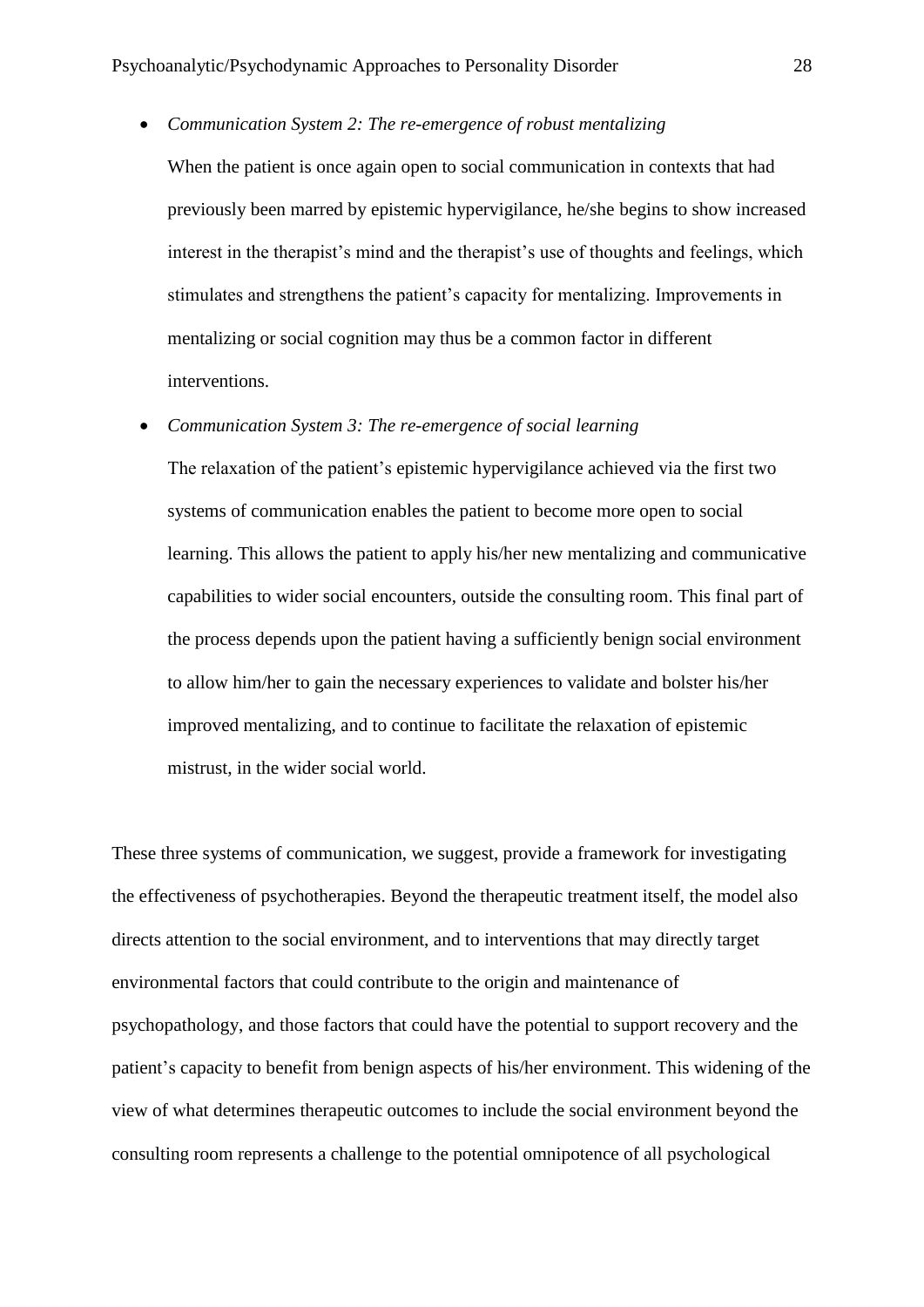- *Communication System 2: The re-emergence of robust mentalizing*

  When the patient is once again open to social communication in contexts that had previously been marred by epistemic hypervigilance, he/she begins to show increased interest in the therapist's mind and the therapist's use of thoughts and feelings, which stimulates and strengthens the patient's capacity for mentalizing. Improvements in mentalizing or social cognition may thus be a common factor in different interventions.

- *Communication System 3: The re-emergence of social learning*

  The relaxation of the patient's epistemic hypervigilance achieved via the first two systems of communication enables the patient to become more open to social learning. This allows the patient to apply his/her new mentalizing and communicative capabilities to wider social encounters, outside the consulting room. This final part of the process depends upon the patient having a sufficiently benign social environment to allow him/her to gain the necessary experiences to validate and bolster his/her improved mentalizing, and to continue to facilitate the relaxation of epistemic mistrust, in the wider social world.

These three systems of communication, we suggest, provide a framework for investigating the effectiveness of psychotherapies. Beyond the therapeutic treatment itself, the model also directs attention to the social environment, and to interventions that may directly target environmental factors that could contribute to the origin and maintenance of psychopathology, and those factors that could have the potential to support recovery and the patient's capacity to benefit from benign aspects of his/her environment. This widening of the view of what determines therapeutic outcomes to include the social environment beyond the consulting room represents a challenge to the potential omnipotence of all psychological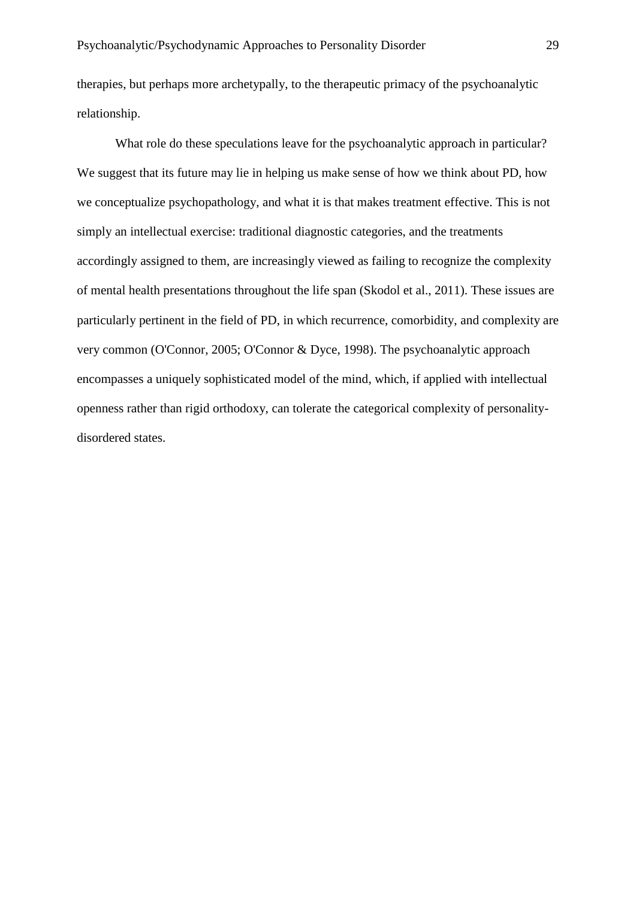therapies, but perhaps more archetypally, to the therapeutic primacy of the psychoanalytic relationship.

What role do these speculations leave for the psychoanalytic approach in particular? We suggest that its future may lie in helping us make sense of how we think about PD, how we conceptualize psychopathology, and what it is that makes treatment effective. This is not simply an intellectual exercise: traditional diagnostic categories, and the treatments accordingly assigned to them, are increasingly viewed as failing to recognize the complexity of mental health presentations throughout the life span (Skodol et al., 2011). These issues are particularly pertinent in the field of PD, in which recurrence, comorbidity, and complexity are very common (O'Connor, 2005; O'Connor & Dyce, 1998). The psychoanalytic approach encompasses a uniquely sophisticated model of the mind, which, if applied with intellectual openness rather than rigid orthodoxy, can tolerate the categorical complexity of personality-disordered states.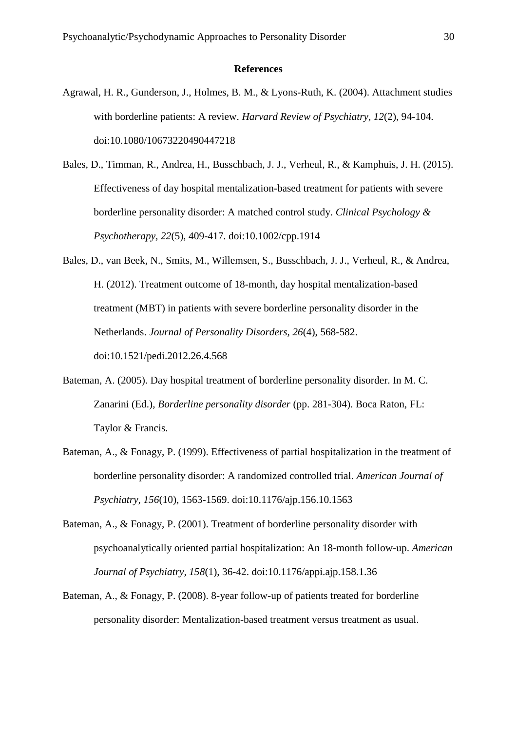## References

Agrawal, H. R., Gunderson, J., Holmes, B. M., & Lyons-Ruth, K. (2004). Attachment studies with borderline patients: A review. *Harvard Review of Psychiatry, 12*(2), 94-104. doi:10.1080/10673220490447218

Bales, D., Timman, R., Andrea, H., Busschbach, J. J., Verheul, R., & Kamphuis, J. H. (2015). Effectiveness of day hospital mentalization-based treatment for patients with severe borderline personality disorder: A matched control study. *Clinical Psychology & Psychotherapy, 22*(5), 409-417. doi:10.1002/cpp.1914

Bales, D., van Beek, N., Smits, M., Willemsen, S., Busschbach, J. J., Verheul, R., & Andrea, H. (2012). Treatment outcome of 18-month, day hospital mentalization-based treatment (MBT) in patients with severe borderline personality disorder in the Netherlands. *Journal of Personality Disorders, 26*(4), 568-582. doi:10.1521/pedi.2012.26.4.568

Bateman, A. (2005). Day hospital treatment of borderline personality disorder. In M. C. Zanarini (Ed.), *Borderline personality disorder* (pp. 281-304). Boca Raton, FL: Taylor & Francis.

Bateman, A., & Fonagy, P. (1999). Effectiveness of partial hospitalization in the treatment of borderline personality disorder: A randomized controlled trial. *American Journal of Psychiatry*, *156*(10), 1563-1569. doi:10.1176/ajp.156.10.1563

Bateman, A., & Fonagy, P. (2001). Treatment of borderline personality disorder with psychoanalytically oriented partial hospitalization: An 18-month follow-up. *American Journal of Psychiatry, 158*(1), 36-42. doi:10.1176/appi.ajp.158.1.36

Bateman, A., & Fonagy, P. (2008). 8-year follow-up of patients treated for borderline personality disorder: Mentalization-based treatment versus treatment as usual.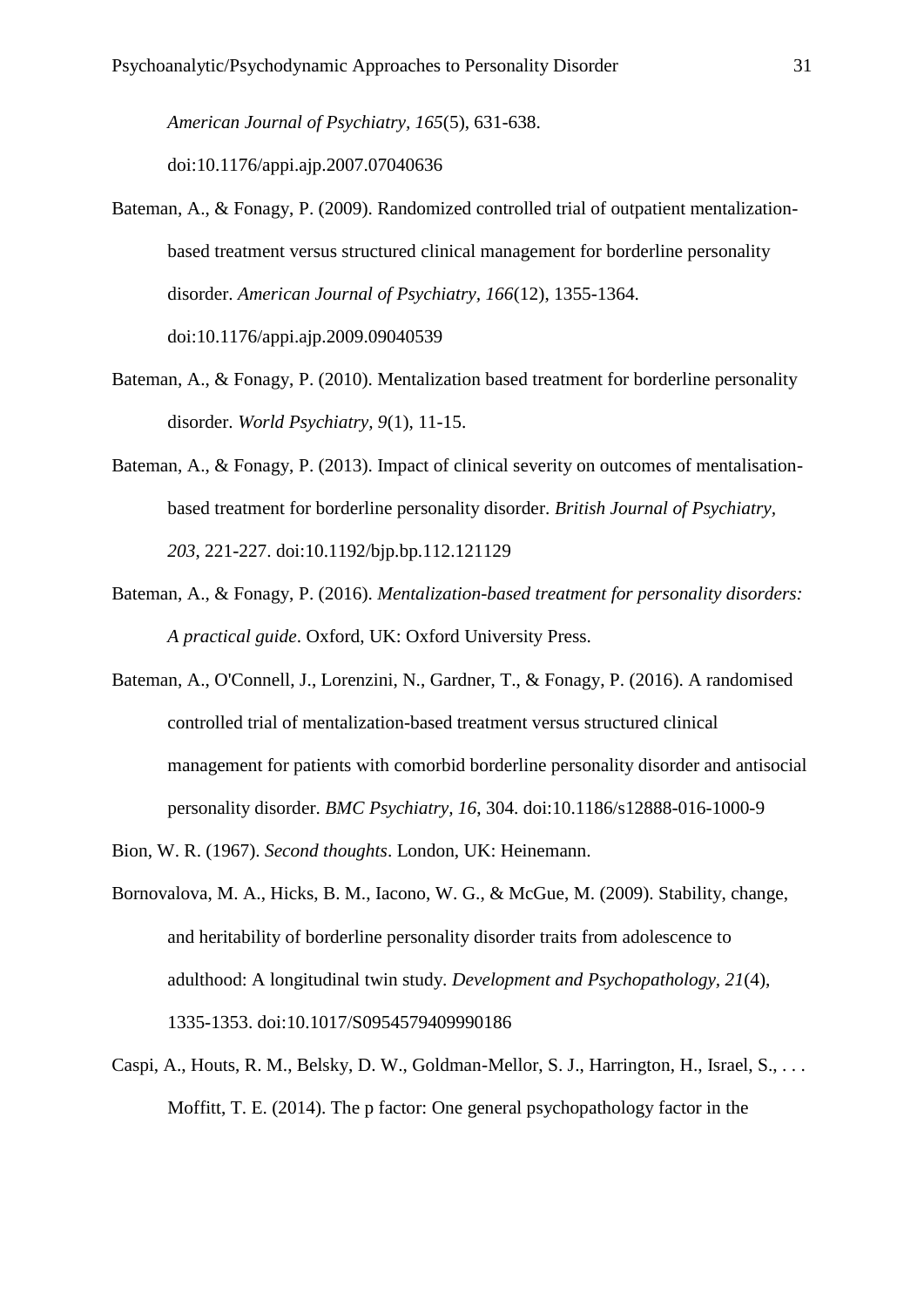*American Journal of Psychiatry, 165*(5), 631-638. doi:10.1176/appi.ajp.2007.07040636

Bateman, A., & Fonagy, P. (2009). Randomized controlled trial of outpatient mentalization-based treatment versus structured clinical management for borderline personality disorder. *American Journal of Psychiatry, 166*(12), 1355-1364. doi:10.1176/appi.ajp.2009.09040539

Bateman, A., & Fonagy, P. (2010). Mentalization based treatment for borderline personality disorder. *World Psychiatry, 9*(1), 11-15.

Bateman, A., & Fonagy, P. (2013). Impact of clinical severity on outcomes of mentalisation-based treatment for borderline personality disorder. *British Journal of Psychiatry, 203*, 221-227. doi:10.1192/bjp.bp.112.121129

Bateman, A., & Fonagy, P. (2016). *Mentalization-based treatment for personality disorders: A practical guide*. Oxford, UK: Oxford University Press.

Bateman, A., O'Connell, J., Lorenzini, N., Gardner, T., & Fonagy, P. (2016). A randomised controlled trial of mentalization-based treatment versus structured clinical management for patients with comorbid borderline personality disorder and antisocial personality disorder. *BMC Psychiatry, 16*, 304. doi:10.1186/s12888-016-1000-9

Bion, W. R. (1967). *Second thoughts*. London, UK: Heinemann.

Bornovalova, M. A., Hicks, B. M., Iacono, W. G., & McGue, M. (2009). Stability, change, and heritability of borderline personality disorder traits from adolescence to adulthood: A longitudinal twin study. *Development and Psychopathology, 21*(4), 1335-1353. doi:10.1017/S0954579409990186

Caspi, A., Houts, R. M., Belsky, D. W., Goldman-Mellor, S. J., Harrington, H., Israel, S., . . . Moffitt, T. E. (2014). The p factor: One general psychopathology factor in the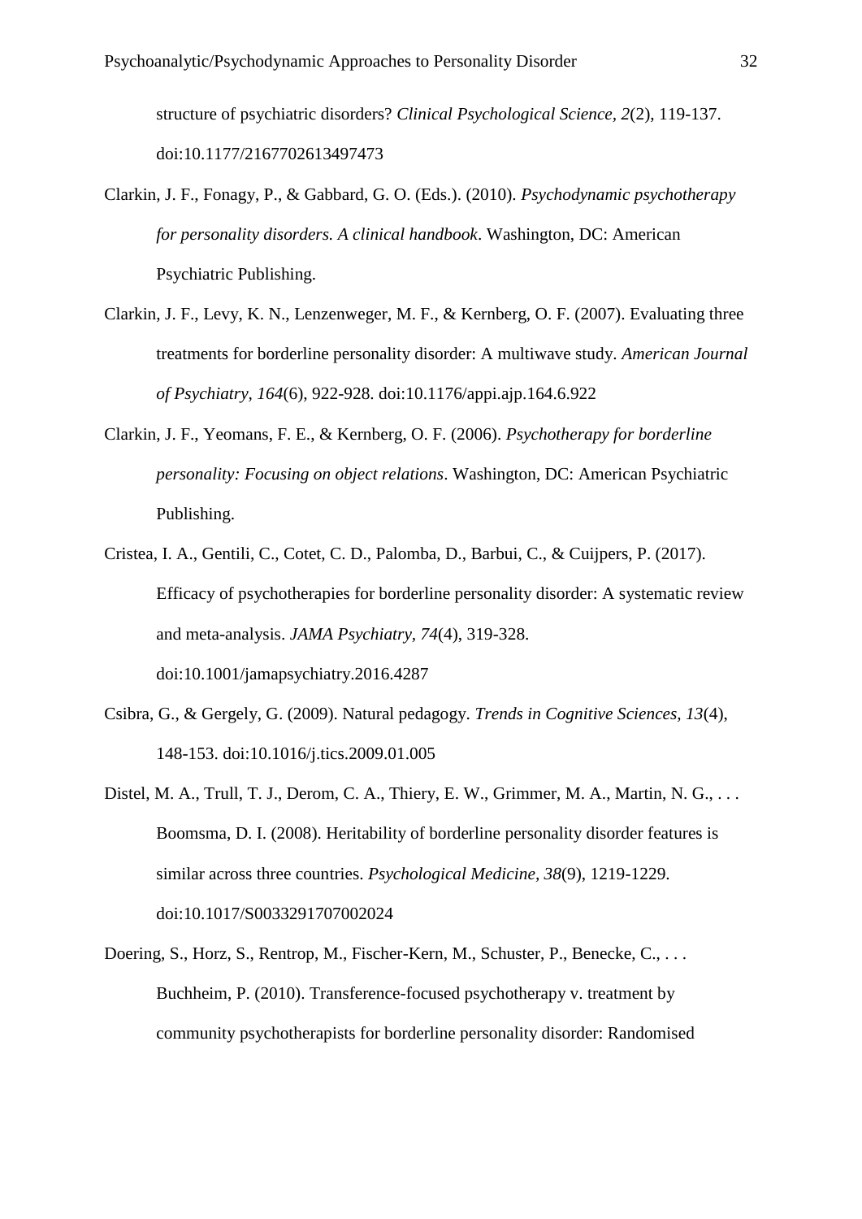structure of psychiatric disorders? *Clinical Psychological Science, 2*(2), 119-137. doi:10.1177/2167702613497473

Clarkin, J. F., Fonagy, P., & Gabbard, G. O. (Eds.). (2010). *Psychodynamic psychotherapy for personality disorders. A clinical handbook*. Washington, DC: American Psychiatric Publishing.

Clarkin, J. F., Levy, K. N., Lenzenweger, M. F., & Kernberg, O. F. (2007). Evaluating three treatments for borderline personality disorder: A multiwave study. *American Journal of Psychiatry, 164*(6), 922-928. doi:10.1176/appi.ajp.164.6.922

Clarkin, J. F., Yeomans, F. E., & Kernberg, O. F. (2006). *Psychotherapy for borderline personality: Focusing on object relations*. Washington, DC: American Psychiatric Publishing.

Cristea, I. A., Gentili, C., Cotet, C. D., Palomba, D., Barbui, C., & Cuijpers, P. (2017). Efficacy of psychotherapies for borderline personality disorder: A systematic review and meta-analysis. *JAMA Psychiatry, 74*(4), 319-328. doi:10.1001/jamapsychiatry.2016.4287

Csibra, G., & Gergely, G. (2009). Natural pedagogy. *Trends in Cognitive Sciences, 13*(4), 148-153. doi:10.1016/j.tics.2009.01.005

Distel, M. A., Trull, T. J., Derom, C. A., Thiery, E. W., Grimmer, M. A., Martin, N. G., . . . Boomsma, D. I. (2008). Heritability of borderline personality disorder features is similar across three countries. *Psychological Medicine, 38*(9), 1219-1229. doi:10.1017/S0033291707002024

Doering, S., Horz, S., Rentrop, M., Fischer-Kern, M., Schuster, P., Benecke, C., . . . Buchheim, P. (2010). Transference-focused psychotherapy v. treatment by community psychotherapists for borderline personality disorder: Randomised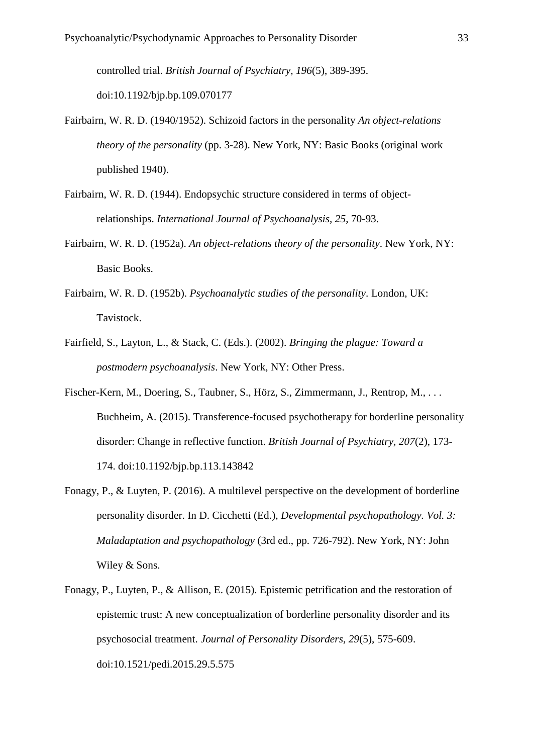controlled trial. *British Journal of Psychiatry, 196*(5), 389-395. doi:10.1192/bjp.bp.109.070177

Fairbairn, W. R. D. (1940/1952). Schizoid factors in the personality *An object-relations theory of the personality* (pp. 3-28). New York, NY: Basic Books (original work published 1940).

Fairbairn, W. R. D. (1944). Endopsychic structure considered in terms of object-relationships. *International Journal of Psychoanalysis, 25*, 70-93.

Fairbairn, W. R. D. (1952a). *An object-relations theory of the personality*. New York, NY: Basic Books.

Fairbairn, W. R. D. (1952b). *Psychoanalytic studies of the personality*. London, UK: Tavistock.

Fairfield, S., Layton, L., & Stack, C. (Eds.). (2002). *Bringing the plague: Toward a postmodern psychoanalysis*. New York, NY: Other Press.

Fischer-Kern, M., Doering, S., Taubner, S., Hörz, S., Zimmermann, J., Rentrop, M., . . . Buchheim, A. (2015). Transference-focused psychotherapy for borderline personality disorder: Change in reflective function. *British Journal of Psychiatry, 207*(2), 173-174. doi:10.1192/bjp.bp.113.143842

Fonagy, P., & Luyten, P. (2016). A multilevel perspective on the development of borderline personality disorder. In D. Cicchetti (Ed.), *Developmental psychopathology. Vol. 3: Maladaptation and psychopathology* (3rd ed., pp. 726-792). New York, NY: John Wiley & Sons.

Fonagy, P., Luyten, P., & Allison, E. (2015). Epistemic petrification and the restoration of epistemic trust: A new conceptualization of borderline personality disorder and its psychosocial treatment. *Journal of Personality Disorders, 29*(5), 575-609. doi:10.1521/pedi.2015.29.5.575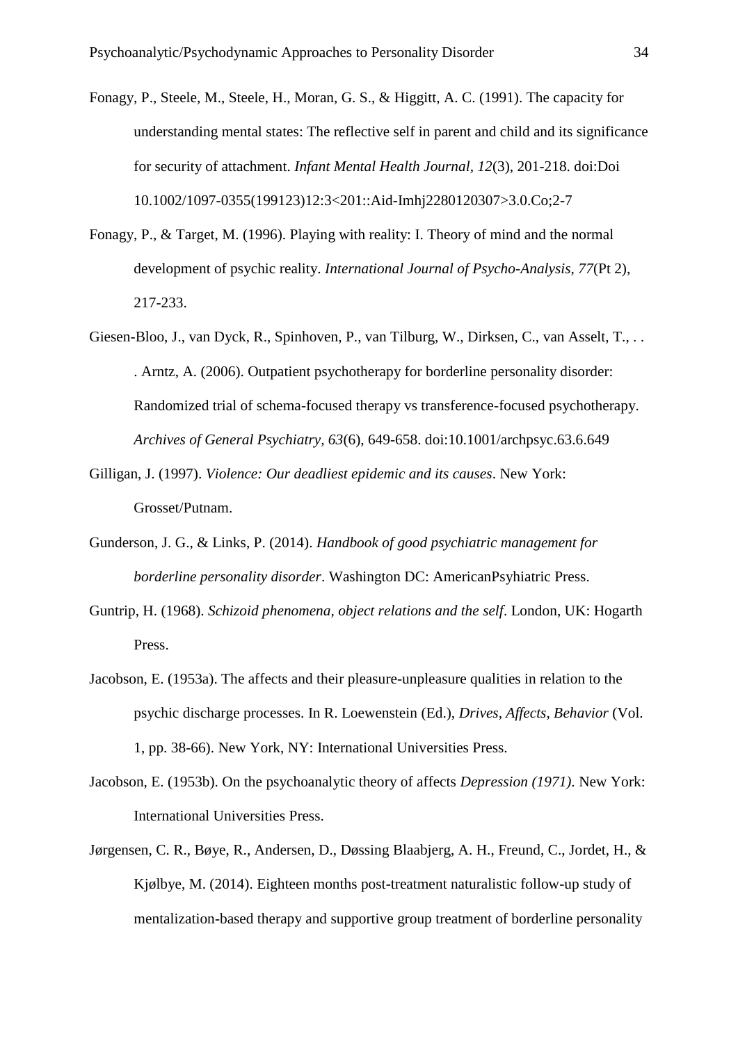Fonagy, P., Steele, M., Steele, H., Moran, G. S., & Higgitt, A. C. (1991). The capacity for understanding mental states: The reflective self in parent and child and its significance for security of attachment. *Infant Mental Health Journal, 12*(3), 201-218. doi:Doi 10.1002/1097-0355(199123)12:3<201::Aid-Imhj2280120307>3.0.Co;2-7

Fonagy, P., & Target, M. (1996). Playing with reality: I. Theory of mind and the normal development of psychic reality. *International Journal of Psycho-Analysis, 77*(Pt 2), 217-233.

Giesen-Bloo, J., van Dyck, R., Spinhoven, P., van Tilburg, W., Dirksen, C., van Asselt, T., . . . Arntz, A. (2006). Outpatient psychotherapy for borderline personality disorder: Randomized trial of schema-focused therapy vs transference-focused psychotherapy. *Archives of General Psychiatry, 63*(6), 649-658. doi:10.1001/archpsyc.63.6.649

Gilligan, J. (1997). *Violence: Our deadliest epidemic and its causes*. New York: Grosset/Putnam.

Gunderson, J. G., & Links, P. (2014). *Handbook of good psychiatric management for borderline personality disorder*. Washington DC: AmericanPsyhiatric Press.

Guntrip, H. (1968). *Schizoid phenomena, object relations and the self*. London, UK: Hogarth Press.

Jacobson, E. (1953a). The affects and their pleasure-unpleasure qualities in relation to the psychic discharge processes. In R. Loewenstein (Ed.), *Drives, Affects, Behavior* (Vol. 1, pp. 38-66). New York, NY: International Universities Press.

Jacobson, E. (1953b). On the psychoanalytic theory of affects *Depression (1971)*. New York: International Universities Press.

Jørgensen, C. R., Bøye, R., Andersen, D., Døssing Blaabjerg, A. H., Freund, C., Jordet, H., & Kjølbye, M. (2014). Eighteen months post-treatment naturalistic follow-up study of mentalization-based therapy and supportive group treatment of borderline personality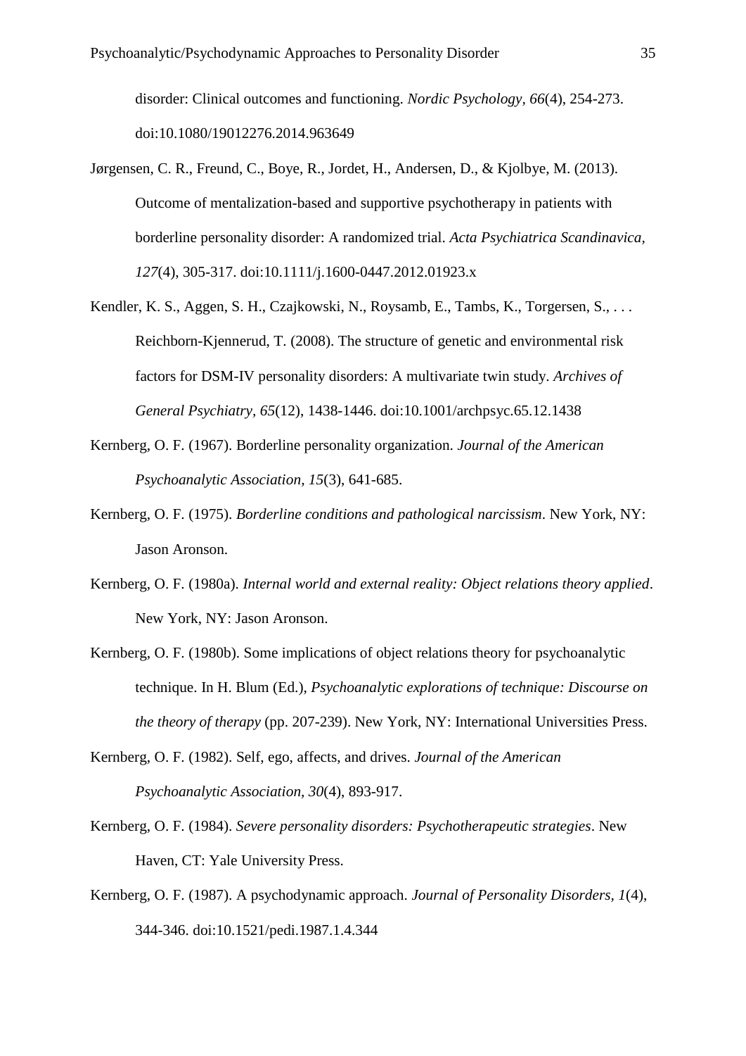disorder: Clinical outcomes and functioning. *Nordic Psychology, 66*(4), 254-273. doi:10.1080/19012276.2014.963649

Jørgensen, C. R., Freund, C., Boye, R., Jordet, H., Andersen, D., & Kjolbye, M. (2013). Outcome of mentalization-based and supportive psychotherapy in patients with borderline personality disorder: A randomized trial. *Acta Psychiatrica Scandinavica, 127*(4), 305-317. doi:10.1111/j.1600-0447.2012.01923.x

Kendler, K. S., Aggen, S. H., Czajkowski, N., Roysamb, E., Tambs, K., Torgersen, S., . . . Reichborn-Kjennerud, T. (2008). The structure of genetic and environmental risk factors for DSM-IV personality disorders: A multivariate twin study. *Archives of General Psychiatry, 65*(12), 1438-1446. doi:10.1001/archpsyc.65.12.1438

Kernberg, O. F. (1967). Borderline personality organization. *Journal of the American Psychoanalytic Association, 15*(3), 641-685.

Kernberg, O. F. (1975). *Borderline conditions and pathological narcissism*. New York, NY: Jason Aronson.

Kernberg, O. F. (1980a). *Internal world and external reality: Object relations theory applied*. New York, NY: Jason Aronson.

Kernberg, O. F. (1980b). Some implications of object relations theory for psychoanalytic technique. In H. Blum (Ed.), *Psychoanalytic explorations of technique: Discourse on the theory of therapy* (pp. 207-239). New York, NY: International Universities Press.

Kernberg, O. F. (1982). Self, ego, affects, and drives. *Journal of the American Psychoanalytic Association, 30*(4), 893-917.

Kernberg, O. F. (1984). *Severe personality disorders: Psychotherapeutic strategies*. New Haven, CT: Yale University Press.

Kernberg, O. F. (1987). A psychodynamic approach. *Journal of Personality Disorders, 1*(4), 344-346. doi:10.1521/pedi.1987.1.4.344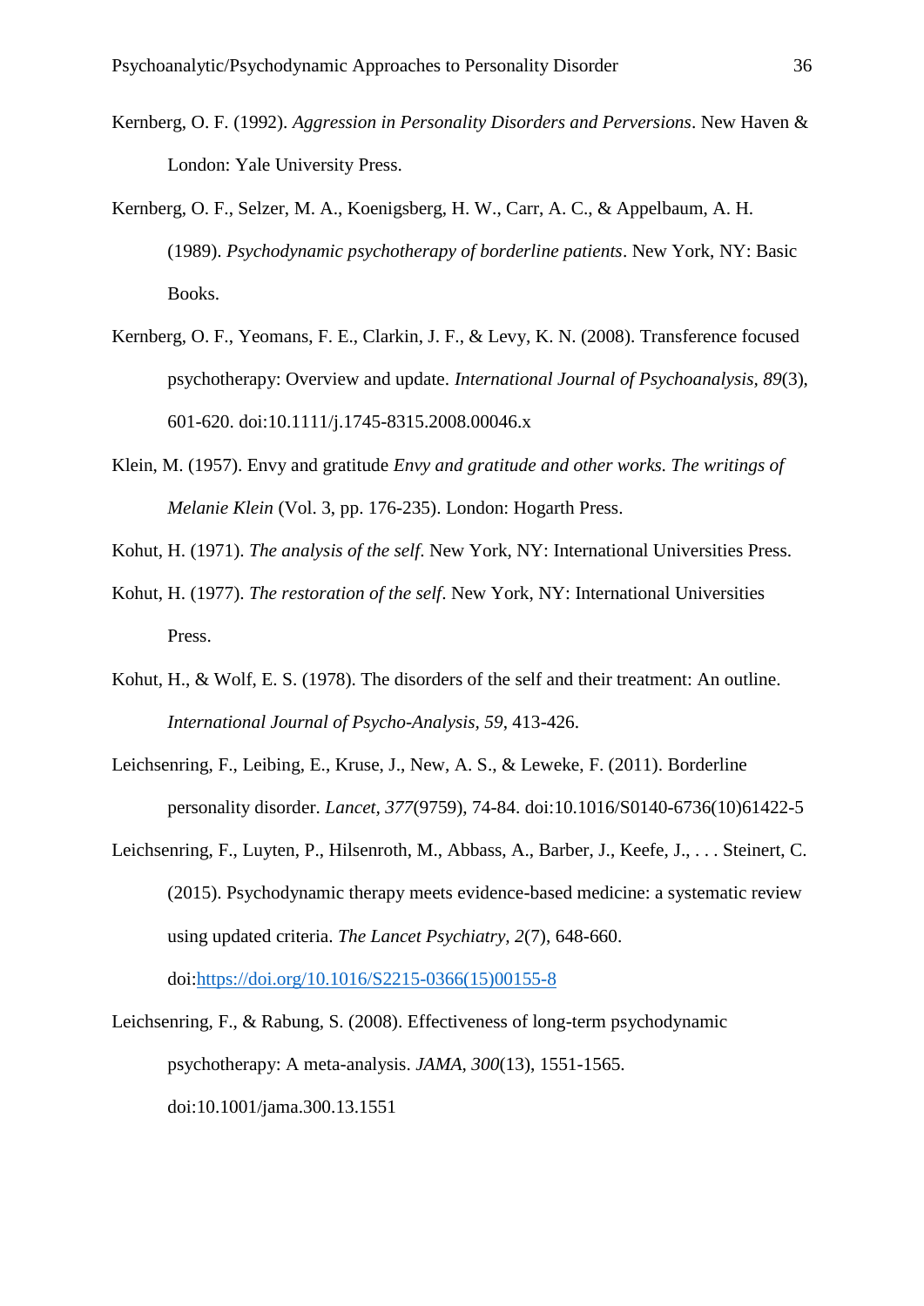Kernberg, O. F. (1992). *Aggression in Personality Disorders and Perversions*. New Haven & London: Yale University Press.

Kernberg, O. F., Selzer, M. A., Koenigsberg, H. W., Carr, A. C., & Appelbaum, A. H. (1989). *Psychodynamic psychotherapy of borderline patients*. New York, NY: Basic Books.

Kernberg, O. F., Yeomans, F. E., Clarkin, J. F., & Levy, K. N. (2008). Transference focused psychotherapy: Overview and update. *International Journal of Psychoanalysis, 89*(3), 601-620. doi:10.1111/j.1745-8315.2008.00046.x

Klein, M. (1957). Envy and gratitude *Envy and gratitude and other works. The writings of Melanie Klein* (Vol. 3, pp. 176-235). London: Hogarth Press.

Kohut, H. (1971). *The analysis of the self*. New York, NY: International Universities Press.

Kohut, H. (1977). *The restoration of the self*. New York, NY: International Universities Press.

Kohut, H., & Wolf, E. S. (1978). The disorders of the self and their treatment: An outline. *International Journal of Psycho-Analysis, 59*, 413-426.

Leichsenring, F., Leibing, E., Kruse, J., New, A. S., & Leweke, F. (2011). Borderline personality disorder. *Lancet, 377*(9759), 74-84. doi:10.1016/S0140-6736(10)61422-5

Leichsenring, F., Luyten, P., Hilsenroth, M., Abbass, A., Barber, J., Keefe, J., . . . Steinert, C. (2015). Psychodynamic therapy meets evidence-based medicine: a systematic review using updated criteria. *The Lancet Psychiatry, 2*(7), 648-660. doi:https://doi.org/10.1016/S2215-0366(15)00155-8

Leichsenring, F., & Rabung, S. (2008). Effectiveness of long-term psychodynamic psychotherapy: A meta-analysis. *JAMA, 300*(13), 1551-1565. doi:10.1001/jama.300.13.1551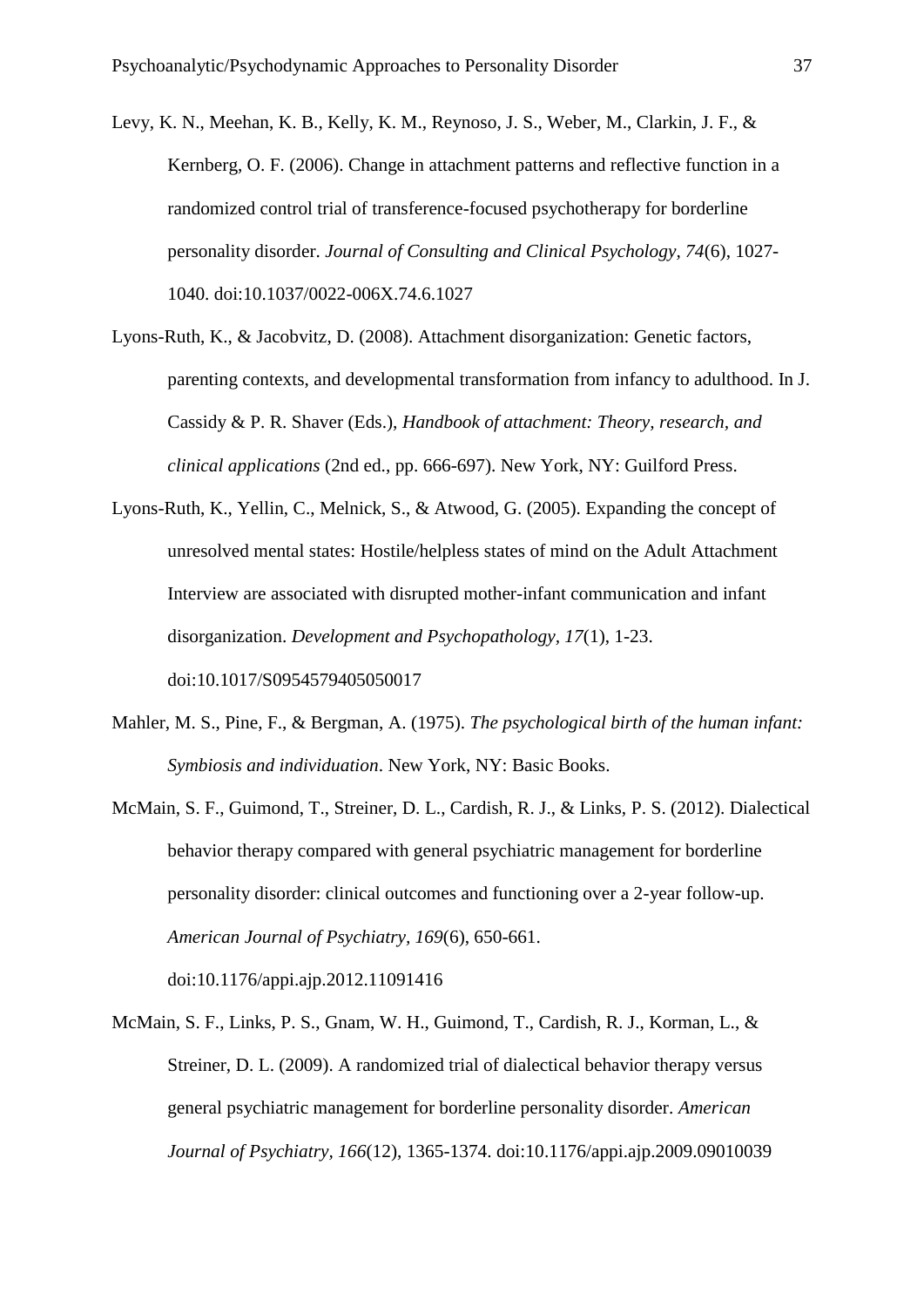Levy, K. N., Meehan, K. B., Kelly, K. M., Reynoso, J. S., Weber, M., Clarkin, J. F., & Kernberg, O. F. (2006). Change in attachment patterns and reflective function in a randomized control trial of transference-focused psychotherapy for borderline personality disorder. *Journal of Consulting and Clinical Psychology, 74*(6), 1027-1040. doi:10.1037/0022-006X.74.6.1027

Lyons-Ruth, K., & Jacobvitz, D. (2008). Attachment disorganization: Genetic factors, parenting contexts, and developmental transformation from infancy to adulthood. In J. Cassidy & P. R. Shaver (Eds.), *Handbook of attachment: Theory, research, and clinical applications* (2nd ed., pp. 666-697). New York, NY: Guilford Press.

Lyons-Ruth, K., Yellin, C., Melnick, S., & Atwood, G. (2005). Expanding the concept of unresolved mental states: Hostile/helpless states of mind on the Adult Attachment Interview are associated with disrupted mother-infant communication and infant disorganization. *Development and Psychopathology, 17*(1), 1-23. doi:10.1017/S0954579405050017

Mahler, M. S., Pine, F., & Bergman, A. (1975). *The psychological birth of the human infant: Symbiosis and individuation*. New York, NY: Basic Books.

McMain, S. F., Guimond, T., Streiner, D. L., Cardish, R. J., & Links, P. S. (2012). Dialectical behavior therapy compared with general psychiatric management for borderline personality disorder: clinical outcomes and functioning over a 2-year follow-up. *American Journal of Psychiatry, 169*(6), 650-661. doi:10.1176/appi.ajp.2012.11091416

McMain, S. F., Links, P. S., Gnam, W. H., Guimond, T., Cardish, R. J., Korman, L., & Streiner, D. L. (2009). A randomized trial of dialectical behavior therapy versus general psychiatric management for borderline personality disorder. *American Journal of Psychiatry, 166*(12), 1365-1374. doi:10.1176/appi.ajp.2009.09010039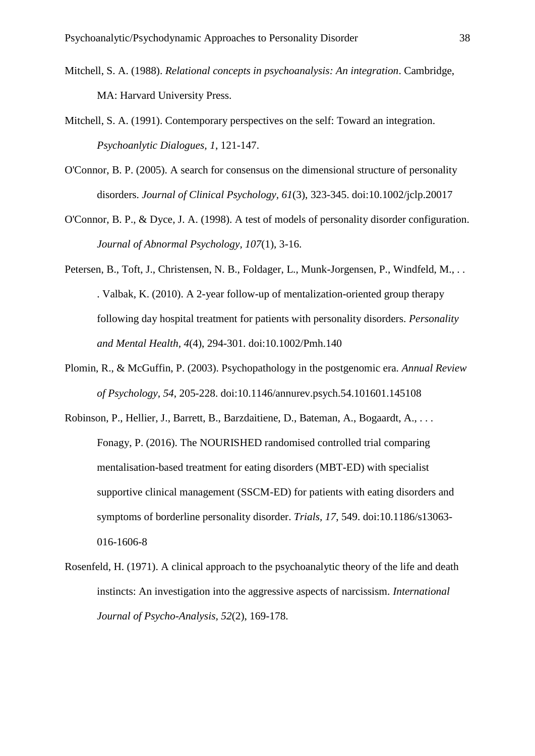Mitchell, S. A. (1988). *Relational concepts in psychoanalysis: An integration*. Cambridge, MA: Harvard University Press.

Mitchell, S. A. (1991). Contemporary perspectives on the self: Toward an integration. *Psychoanlytic Dialogues, 1*, 121-147.

O'Connor, B. P. (2005). A search for consensus on the dimensional structure of personality disorders. *Journal of Clinical Psychology, 61*(3), 323-345. doi:10.1002/jclp.20017

O'Connor, B. P., & Dyce, J. A. (1998). A test of models of personality disorder configuration. *Journal of Abnormal Psychology, 107*(1), 3-16.

Petersen, B., Toft, J., Christensen, N. B., Foldager, L., Munk-Jorgensen, P., Windfeld, M., . . . Valbak, K. (2010). A 2-year follow-up of mentalization-oriented group therapy following day hospital treatment for patients with personality disorders. *Personality and Mental Health, 4*(4), 294-301. doi:10.1002/Pmh.140

Plomin, R., & McGuffin, P. (2003). Psychopathology in the postgenomic era. *Annual Review of Psychology, 54*, 205-228. doi:10.1146/annurev.psych.54.101601.145108

Robinson, P., Hellier, J., Barrett, B., Barzdaitiene, D., Bateman, A., Bogaardt, A., . . . Fonagy, P. (2016). The NOURISHED randomised controlled trial comparing mentalisation-based treatment for eating disorders (MBT-ED) with specialist supportive clinical management (SSCM-ED) for patients with eating disorders and symptoms of borderline personality disorder. *Trials, 17*, 549. doi:10.1186/s13063-016-1606-8

Rosenfeld, H. (1971). A clinical approach to the psychoanalytic theory of the life and death instincts: An investigation into the aggressive aspects of narcissism. *International Journal of Psycho-Analysis, 52*(2), 169-178.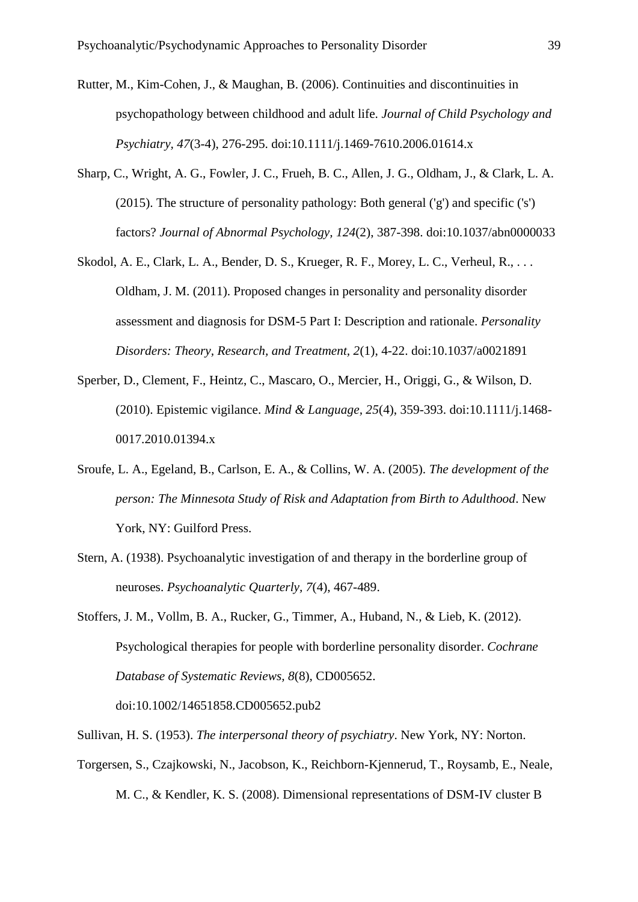Rutter, M., Kim-Cohen, J., & Maughan, B. (2006). Continuities and discontinuities in psychopathology between childhood and adult life. *Journal of Child Psychology and Psychiatry, 47*(3-4), 276-295. doi:10.1111/j.1469-7610.2006.01614.x

Sharp, C., Wright, A. G., Fowler, J. C., Frueh, B. C., Allen, J. G., Oldham, J., & Clark, L. A. (2015). The structure of personality pathology: Both general ('g') and specific ('s') factors? *Journal of Abnormal Psychology, 124*(2), 387-398. doi:10.1037/abn0000033

Skodol, A. E., Clark, L. A., Bender, D. S., Krueger, R. F., Morey, L. C., Verheul, R., . . . Oldham, J. M. (2011). Proposed changes in personality and personality disorder assessment and diagnosis for DSM-5 Part I: Description and rationale. *Personality Disorders: Theory, Research, and Treatment, 2*(1), 4-22. doi:10.1037/a0021891

Sperber, D., Clement, F., Heintz, C., Mascaro, O., Mercier, H., Origgi, G., & Wilson, D. (2010). Epistemic vigilance. *Mind & Language, 25*(4), 359-393. doi:10.1111/j.1468-0017.2010.01394.x

Sroufe, L. A., Egeland, B., Carlson, E. A., & Collins, W. A. (2005). *The development of the person: The Minnesota Study of Risk and Adaptation from Birth to Adulthood*. New York, NY: Guilford Press.

Stern, A. (1938). Psychoanalytic investigation of and therapy in the borderline group of neuroses. *Psychoanalytic Quarterly, 7*(4), 467-489.

Stoffers, J. M., Vollm, B. A., Rucker, G., Timmer, A., Huband, N., & Lieb, K. (2012). Psychological therapies for people with borderline personality disorder. *Cochrane Database of Systematic Reviews, 8*(8), CD005652. doi:10.1002/14651858.CD005652.pub2

Sullivan, H. S. (1953). *The interpersonal theory of psychiatry*. New York, NY: Norton.

Torgersen, S., Czajkowski, N., Jacobson, K., Reichborn-Kjennerud, T., Roysamb, E., Neale, M. C., & Kendler, K. S. (2008). Dimensional representations of DSM-IV cluster B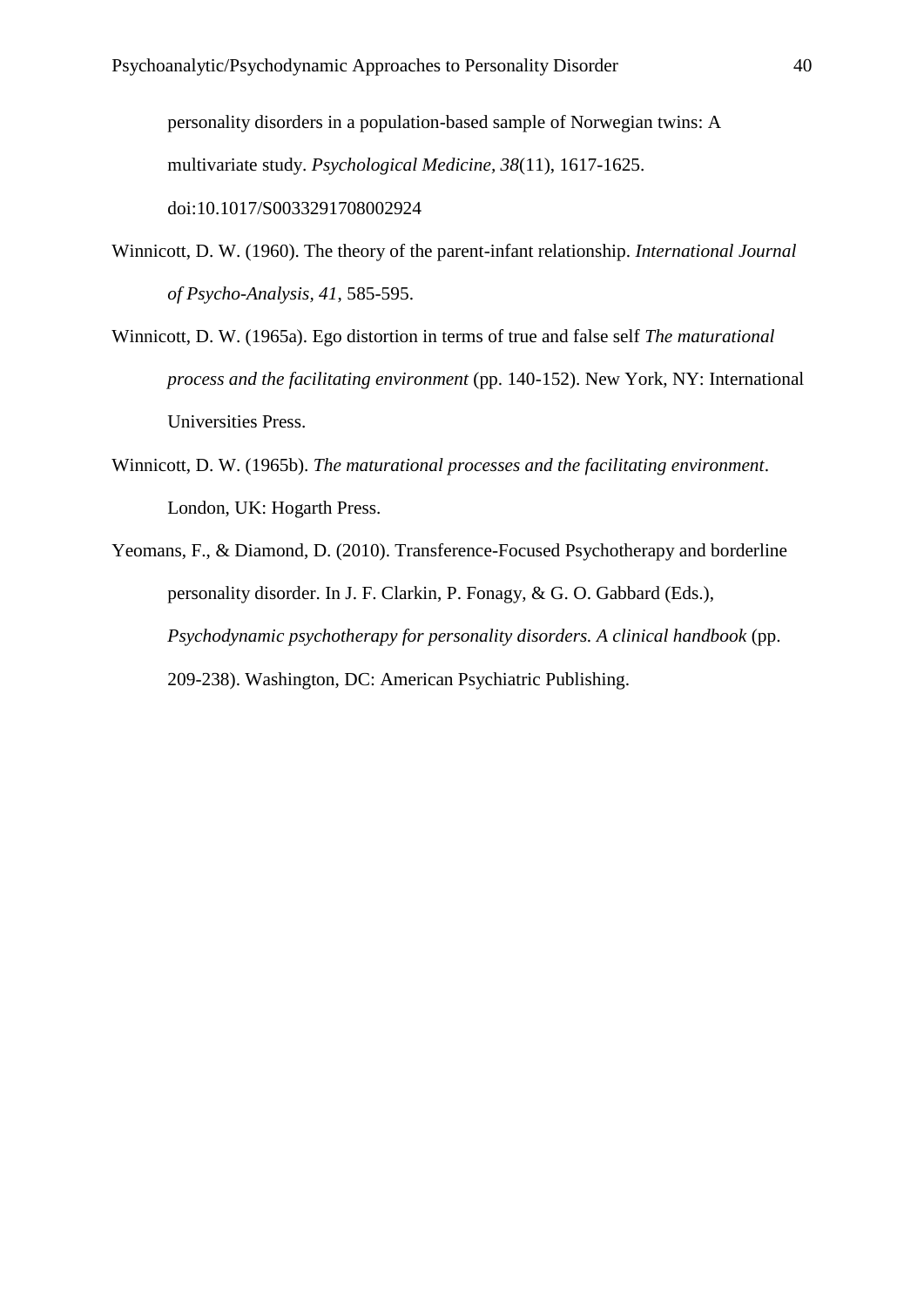personality disorders in a population-based sample of Norwegian twins: A multivariate study. *Psychological Medicine, 38*(11), 1617-1625. doi:10.1017/S0033291708002924

Winnicott, D. W. (1960). The theory of the parent-infant relationship. *International Journal of Psycho-Analysis, 41*, 585-595.

Winnicott, D. W. (1965a). Ego distortion in terms of true and false self *The maturational process and the facilitating environment* (pp. 140-152). New York, NY: International Universities Press.

Winnicott, D. W. (1965b). *The maturational processes and the facilitating environment*. London, UK: Hogarth Press.

Yeomans, F., & Diamond, D. (2010). Transference-Focused Psychotherapy and borderline personality disorder. In J. F. Clarkin, P. Fonagy, & G. O. Gabbard (Eds.), *Psychodynamic psychotherapy for personality disorders. A clinical handbook* (pp. 209-238). Washington, DC: American Psychiatric Publishing.